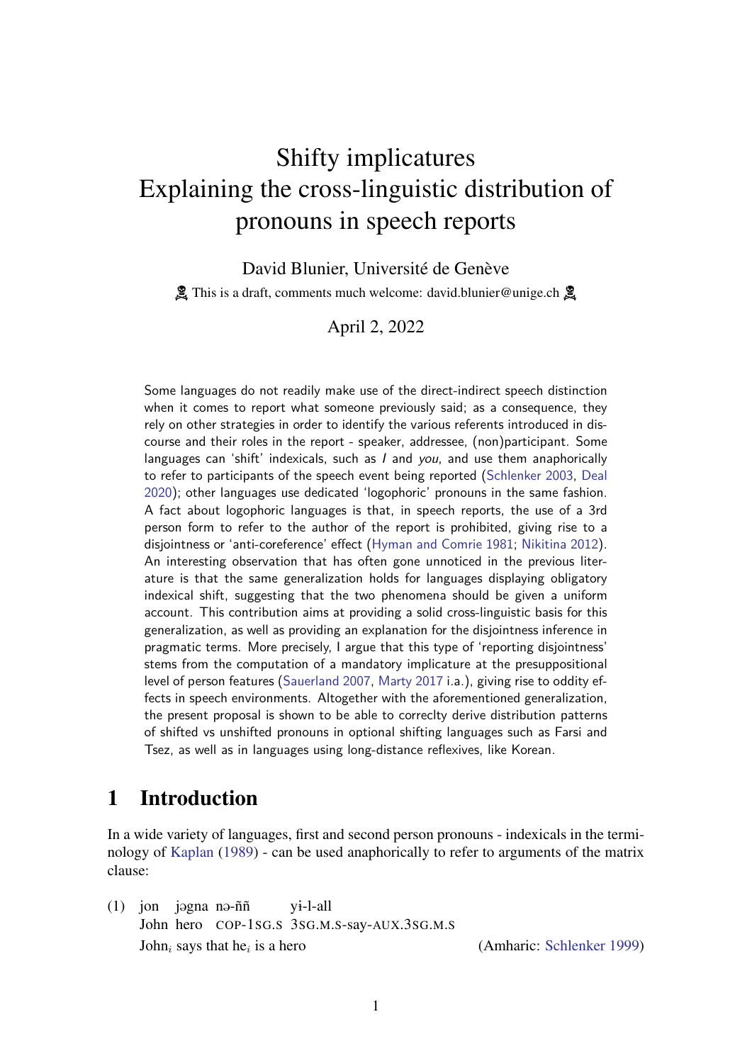# Shifty implicatures
# Explaining the cross-linguistic distribution of pronouns in speech reports

David Blunier, Université de Genève

☠ This is a draft, comments much welcome: david.blunier@unige.ch ☠

April 2, 2022

Some languages do not readily make use of the direct-indirect speech distinction when it comes to report what someone previously said; as a consequence, they rely on other strategies in order to identify the various referents introduced in discourse and their roles in the report - speaker, addressee, (non)participant. Some languages can 'shift' indexicals, such as *I* and *you*, and use them anaphorically to refer to participants of the speech event being reported (Schlenker 2003, Deal 2020); other languages use dedicated 'logophoric' pronouns in the same fashion. A fact about logophoric languages is that, in speech reports, the use of a 3rd person form to refer to the author of the report is prohibited, giving rise to a disjointness or 'anti-coreference' effect (Hyman and Comrie 1981; Nikitina 2012). An interesting observation that has often gone unnoticed in the previous literature is that the same generalization holds for languages displaying obligatory indexical shift, suggesting that the two phenomena should be given a uniform account. This contribution aims at providing a solid cross-linguistic basis for this generalization, as well as providing an explanation for the disjointness inference in pragmatic terms. More precisely, I argue that this type of 'reporting disjointness' stems from the computation of a mandatory implicature at the presuppositional level of person features (Sauerland 2007, Marty 2017 i.a.), giving rise to oddity effects in speech environments. Altogether with the aforementioned generalization, the present proposal is shown to be able to correclty derive distribution patterns of shifted vs unshifted pronouns in optional shifting languages such as Farsi and Tsez, as well as in languages using long-distance reflexives, like Korean.

## 1 Introduction

In a wide variety of languages, first and second person pronouns - indexicals in the terminology of Kaplan (1989) - can be used anaphorically to refer to arguments of the matrix clause:

(1) jon &nbsp;&nbsp; jəgna &nbsp; nə-ññ &nbsp;&nbsp;&nbsp;&nbsp;&nbsp;&nbsp; yɨ-l-all
&nbsp;&nbsp;&nbsp;&nbsp;&nbsp; John &nbsp; hero &nbsp;&nbsp; COP-1SG.S &nbsp; 3SG.M.S-say-AUX.3SG.M.S
&nbsp;&nbsp;&nbsp;&nbsp;&nbsp; John$_i$ says that he$_i$ is a hero &nbsp;&nbsp;&nbsp;&nbsp;&nbsp;&nbsp;&nbsp;&nbsp;&nbsp;&nbsp;&nbsp;&nbsp;&nbsp;&nbsp;&nbsp;&nbsp;&nbsp;&nbsp;&nbsp;&nbsp;&nbsp;&nbsp;&nbsp;&nbsp;&nbsp;&nbsp;&nbsp;&nbsp;&nbsp;&nbsp;&nbsp;&nbsp; (Amharic: Schlenker 1999)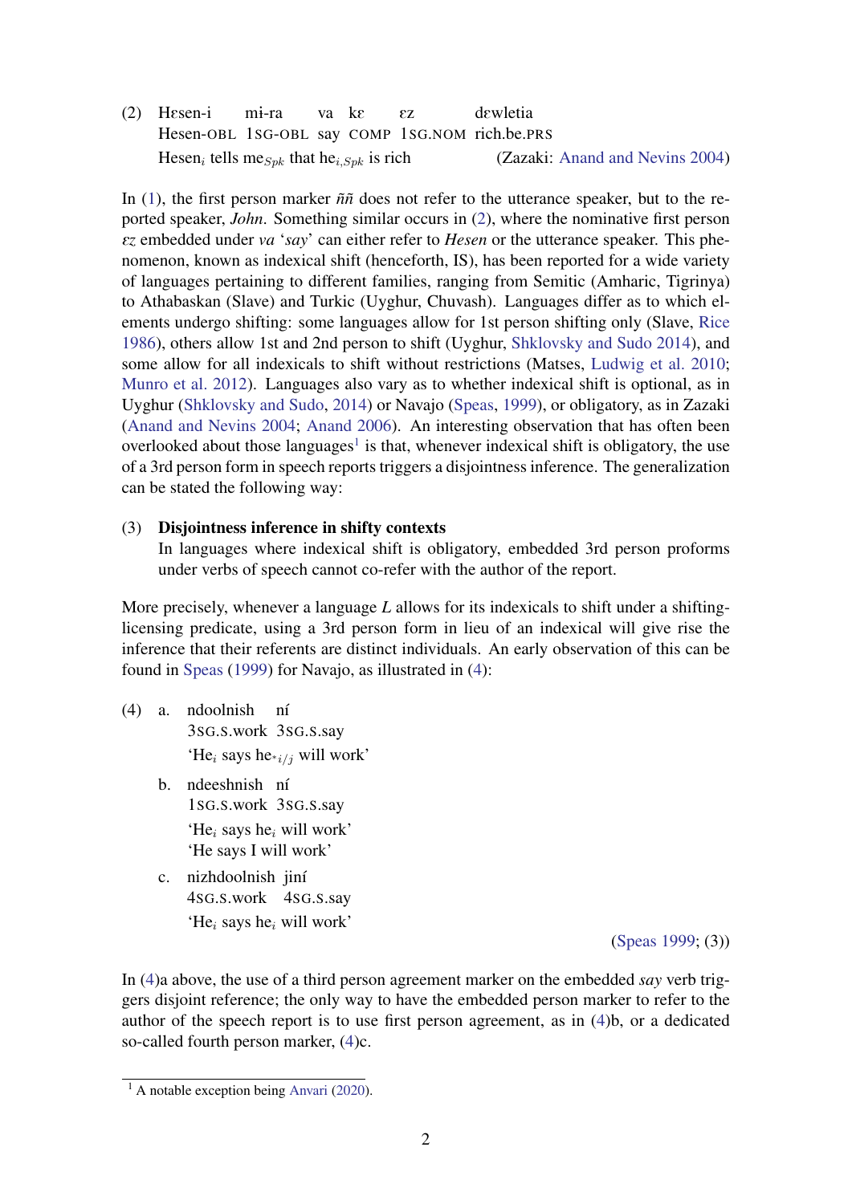(2) Hɛsen-i mi-ra va kɛ ɛz dɛwletia
Hesen-OBL 1SG-OBL say COMP 1SG.NOM rich.be.PRS
Hesen$_i$ tells me$_{Spk}$ that he$_{i,Spk}$ is rich (Zazaki: Anand and Nevins 2004)

In (1), the first person marker *ññ* does not refer to the utterance speaker, but to the reported speaker, *John*. Something similar occurs in (2), where the nominative first person *ɛz* embedded under *va* '*say*' can either refer to *Hesen* or the utterance speaker. This phenomenon, known as indexical shift (henceforth, IS), has been reported for a wide variety of languages pertaining to different families, ranging from Semitic (Amharic, Tigrinya) to Athabaskan (Slave) and Turkic (Uyghur, Chuvash). Languages differ as to which elements undergo shifting: some languages allow for 1st person shifting only (Slave, Rice 1986), others allow 1st and 2nd person to shift (Uyghur, Shklovsky and Sudo 2014), and some allow for all indexicals to shift without restrictions (Matses, Ludwig et al. 2010; Munro et al. 2012). Languages also vary as to whether indexical shift is optional, as in Uyghur (Shklovsky and Sudo, 2014) or Navajo (Speas, 1999), or obligatory, as in Zazaki (Anand and Nevins 2004; Anand 2006). An interesting observation that has often been overlooked about those languages[1] is that, whenever indexical shift is obligatory, the use of a 3rd person form in speech reports triggers a disjointness inference. The generalization can be stated the following way:

(3) **Disjointness inference in shifty contexts**
In languages where indexical shift is obligatory, embedded 3rd person proforms under verbs of speech cannot co-refer with the author of the report.

More precisely, whenever a language *L* allows for its indexicals to shift under a shifting-licensing predicate, using a 3rd person form in lieu of an indexical will give rise the inference that their referents are distinct individuals. An early observation of this can be found in Speas (1999) for Navajo, as illustrated in (4):

(4) a. ndoolnish ní
3SG.S.work 3SG.S.say
'He$_i$ says he$_{*i/j}$ will work'

b. ndeeshnish ní
1SG.S.work 3SG.S.say
'He$_i$ says he$_i$ will work'
'He says I will work'

c. nizhdoolnish jiní
4SG.S.work 4SG.S.say
'He$_i$ says he$_i$ will work'

(Speas 1999; (3))

In (4)a above, the use of a third person agreement marker on the embedded *say* verb triggers disjoint reference; the only way to have the embedded person marker to refer to the author of the speech report is to use first person agreement, as in (4)b, or a dedicated so-called fourth person marker, (4)c.

[1] A notable exception being Anvari (2020).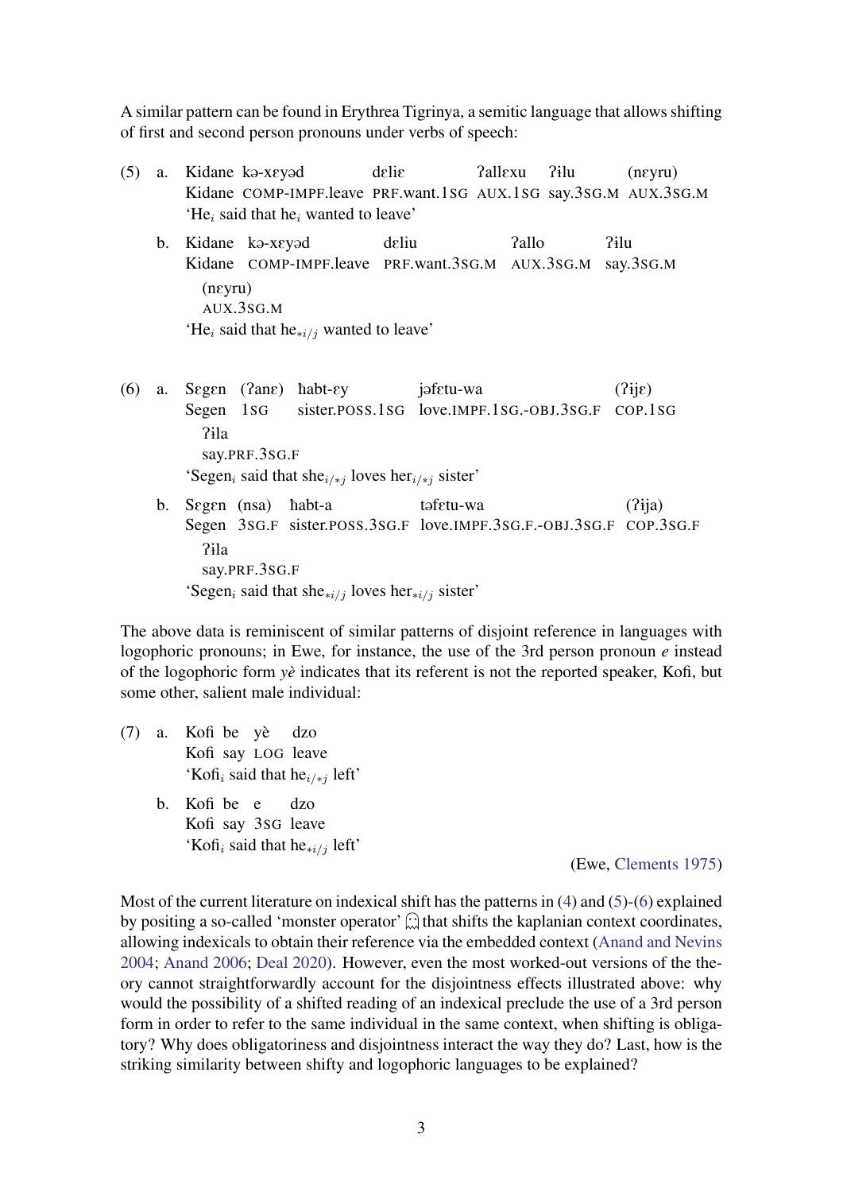A similar pattern can be found in Erythrea Tigrinya, a semitic language that allows shifting of first and second person pronouns under verbs of speech:

(5) a. Kidane kə-xɛyəd dɛliɛ ʔallɛxu ʔɨlu (nɛyru)
Kidane COMP-IMPF.leave PRF.want.1SG AUX.1SG say.3SG.M AUX.3SG.M
'He$_i$ said that he$_i$ wanted to leave'

b. Kidane kə-xɛyəd dɛliu ʔallo ʔɨlu (nɛyru)
Kidane COMP-IMPF.leave PRF.want.3SG.M AUX.3SG.M say.3SG.M AUX.3SG.M
'He$_i$ said that he$_{*i/j}$ wanted to leave'

(6) a. Sɛgɛn (ʔanɛ) ħabt-ɛy jəfɛtu-wa (ʔijɛ) ʔɨla
Segen 1SG sister.POSS.1SG love.IMPF.1SG.-OBJ.3SG.F COP.1SG say.PRF.3SG.F
'Segen$_i$ said that she$_{i/*j}$ loves her$_{i/*j}$ sister'

b. Sɛgɛn (nsa) ħabt-a təfɛtu-wa (ʔija) ʔɨla
Segen 3SG.F sister.POSS.3SG.F love.IMPF.3SG.F.-OBJ.3SG.F COP.3SG.F say.PRF.3SG.F
'Segen$_i$ said that she$_{*i/j}$ loves her$_{*i/j}$ sister'

The above data is reminiscent of similar patterns of disjoint reference in languages with logophoric pronouns; in Ewe, for instance, the use of the 3rd person pronoun *e* instead of the logophoric form *yè* indicates that its referent is not the reported speaker, Kofi, but some other, salient male individual:

(7) a. Kofi be yè dzo
Kofi say LOG leave
'Kofi$_i$ said that he$_{i/*j}$ left'

b. Kofi be e dzo
Kofi say 3SG leave
'Kofi$_i$ said that he$_{*i/j}$ left'

(Ewe, Clements 1975)

Most of the current literature on indexical shift has the patterns in (4) and (5)-(6) explained by positing a so-called 'monster operator' 👾 that shifts the kaplanian context coordinates, allowing indexicals to obtain their reference via the embedded context (Anand and Nevins 2004; Anand 2006; Deal 2020). However, even the most worked-out versions of the theory cannot straightforwardly account for the disjointness effects illustrated above: why would the possibility of a shifted reading of an indexical preclude the use of a 3rd person form in order to refer to the same individual in the same context, when shifting is obligatory? Why does obligatoriness and disjointness interact the way they do? Last, how is the striking similarity between shifty and logophoric languages to be explained?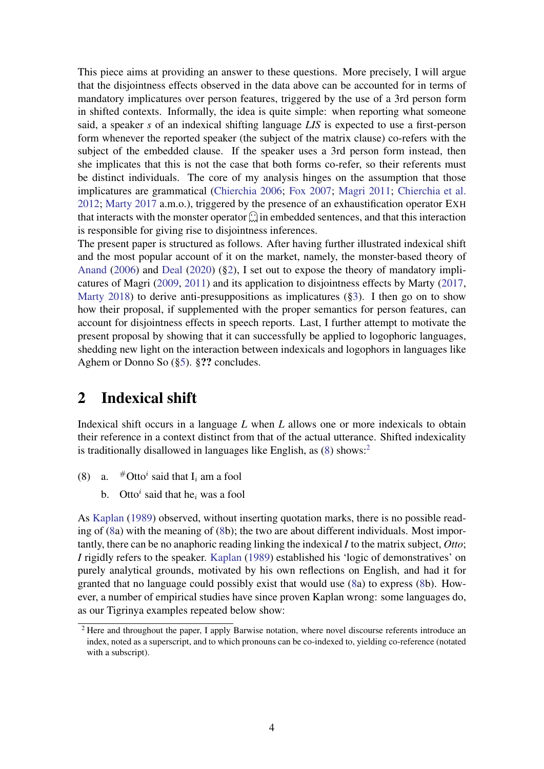This piece aims at providing an answer to these questions. More precisely, I will argue that the disjointness effects observed in the data above can be accounted for in terms of mandatory implicatures over person features, triggered by the use of a 3rd person form in shifted contexts. Informally, the idea is quite simple: when reporting what someone said, a speaker *s* of an indexical shifting language *LIS* is expected to use a first-person form whenever the reported speaker (the subject of the matrix clause) co-refers with the subject of the embedded clause. If the speaker uses a 3rd person form instead, then she implicates that this is not the case that both forms co-refer, so their referents must be distinct individuals. The core of my analysis hinges on the assumption that those implicatures are grammatical (Chierchia 2006; Fox 2007; Magri 2011; Chierchia et al. 2012; Marty 2017 a.m.o.), triggered by the presence of an exhaustification operator EXH that interacts with the monster operator 👻 in embedded sentences, and that this interaction is responsible for giving rise to disjointness inferences.

The present paper is structured as follows. After having further illustrated indexical shift and the most popular account of it on the market, namely, the monster-based theory of Anand (2006) and Deal (2020) (§2), I set out to expose the theory of mandatory implicatures of Magri (2009, 2011) and its application to disjointness effects by Marty (2017, Marty 2018) to derive anti-presuppositions as implicatures (§3). I then go on to show how their proposal, if supplemented with the proper semantics for person features, can account for disjointness effects in speech reports. Last, I further attempt to motivate the present proposal by showing that it can successfully be applied to logophoric languages, shedding new light on the interaction between indexicals and logophors in languages like Aghem or Donno So (§5). §**??** concludes.

## 2 Indexical shift

Indexical shift occurs in a language *L* when *L* allows one or more indexicals to obtain their reference in a context distinct from that of the actual utterance. Shifted indexicality is traditionally disallowed in languages like English, as (8) shows:[2]

(8) a. $^{\#}$Otto$^{i}$ said that I$_{i}$ am a fool

b. Otto$^{i}$ said that he$_{i}$ was a fool

As Kaplan (1989) observed, without inserting quotation marks, there is no possible reading of (8a) with the meaning of (8b); the two are about different individuals. Most importantly, there can be no anaphoric reading linking the indexical *I* to the matrix subject, *Otto*; *I* rigidly refers to the speaker. Kaplan (1989) established his 'logic of demonstratives' on purely analytical grounds, motivated by his own reflections on English, and had it for granted that no language could possibly exist that would use (8a) to express (8b). However, a number of empirical studies have since proven Kaplan wrong: some languages do, as our Tigrinya examples repeated below show:

[2] Here and throughout the paper, I apply Barwise notation, where novel discourse referents introduce an index, noted as a superscript, and to which pronouns can be co-indexed to, yielding co-reference (notated with a subscript).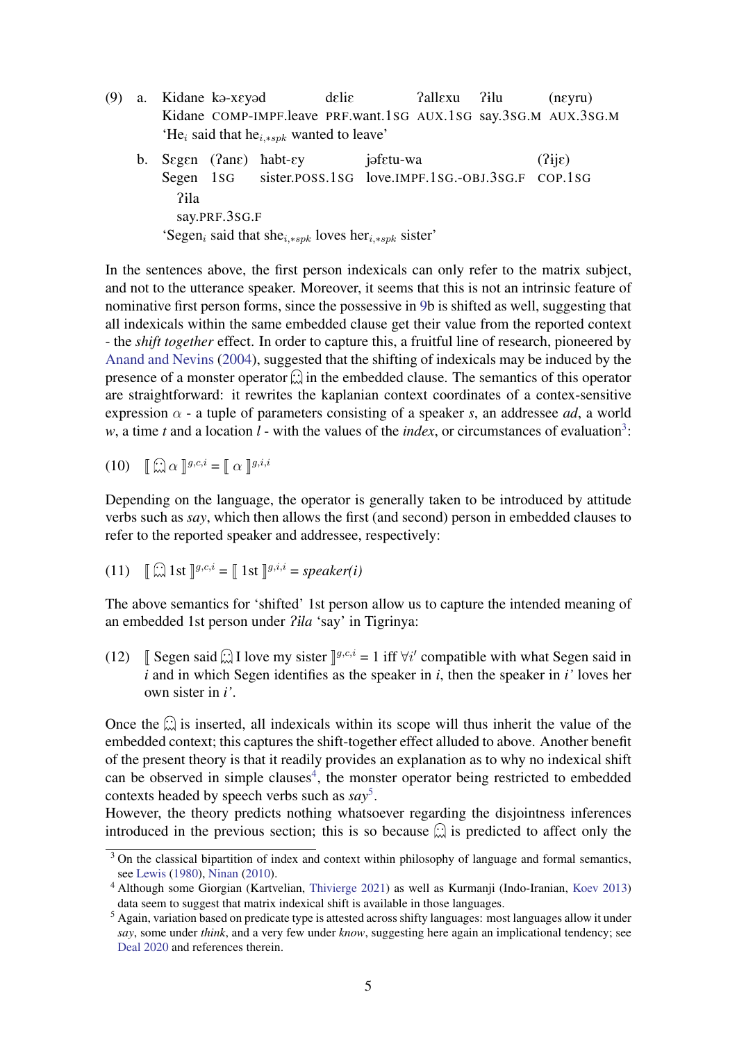(9) a. Kidane kə-xɛyəd dɛliɛ ʔallɛxu ʔɨlu (nɛyru)
Kidane COMP-IMPF.leave PRF.want.1SG AUX.1SG say.3SG.M AUX.3SG.M
'He$_i$ said that he$_{i,*spk}$ wanted to leave'

b. Sɛgɛn (ʔanɛ) ħabt-ɛy jəfɛtu-wa (ʔijɛ)
Segen 1SG sister.POSS.1SG love.IMPF.1SG.-OBJ.3SG.F COP.1SG
ʔɨla
say.PRF.3SG.F
'Segen$_i$ said that she$_{i,*spk}$ loves her$_{i,*spk}$ sister'

In the sentences above, the first person indexicals can only refer to the matrix subject, and not to the utterance speaker. Moreover, it seems that this is not an intrinsic feature of nominative first person forms, since the possessive in 9b is shifted as well, suggesting that all indexicals within the same embedded clause get their value from the reported context - the *shift together* effect. In order to capture this, a fruitful line of research, pioneered by Anand and Nevins (2004), suggested that the shifting of indexicals may be induced by the presence of a monster operator 👻 in the embedded clause. The semantics of this operator are straightforward: it rewrites the kaplanian context coordinates of a contex-sensitive expression $\alpha$ - a tuple of parameters consisting of a speaker *s*, an addressee *ad*, a world *w*, a time *t* and a location *l* - with the values of the *index*, or circumstances of evaluation[3]:

(10) $[\![$ 👻 $\alpha ]\!]^{g,c,i} = [\![ \alpha ]\!]^{g,i,i}$

Depending on the language, the operator is generally taken to be introduced by attitude verbs such as *say*, which then allows the first (and second) person in embedded clauses to refer to the reported speaker and addressee, respectively:

(11) $[\![$ 👻 1st $]\!]^{g,c,i} = [\![$ 1st $]\!]^{g,i,i}$ = *speaker(i)*

The above semantics for 'shifted' 1st person allow us to capture the intended meaning of an embedded 1st person under *ʔɨla* 'say' in Tigrinya:

(12) $[\![$ Segen said 👻 I love my sister $]\!]^{g,c,i}$ = 1 iff $\forall i'$ compatible with what Segen said in *i* and in which Segen identifies as the speaker in *i*, then the speaker in *i'* loves her own sister in *i'*.

Once the 👻 is inserted, all indexicals within its scope will thus inherit the value of the embedded context; this captures the shift-together effect alluded to above. Another benefit of the present theory is that it readily provides an explanation as to why no indexical shift can be observed in simple clauses[4], the monster operator being restricted to embedded contexts headed by speech verbs such as *say*[5].
However, the theory predicts nothing whatsoever regarding the disjointness inferences introduced in the previous section; this is so because 👻 is predicted to affect only the

[3] On the classical bipartition of index and context within philosophy of language and formal semantics, see Lewis (1980), Ninan (2010).
[4] Although some Giorgian (Kartvelian, Thivierge 2021) as well as Kurmanji (Indo-Iranian, Koev 2013) data seem to suggest that matrix indexical shift is available in those languages.
[5] Again, variation based on predicate type is attested across shifty languages: most languages allow it under *say*, some under *think*, and a very few under *know*, suggesting here again an implicational tendency; see Deal 2020 and references therein.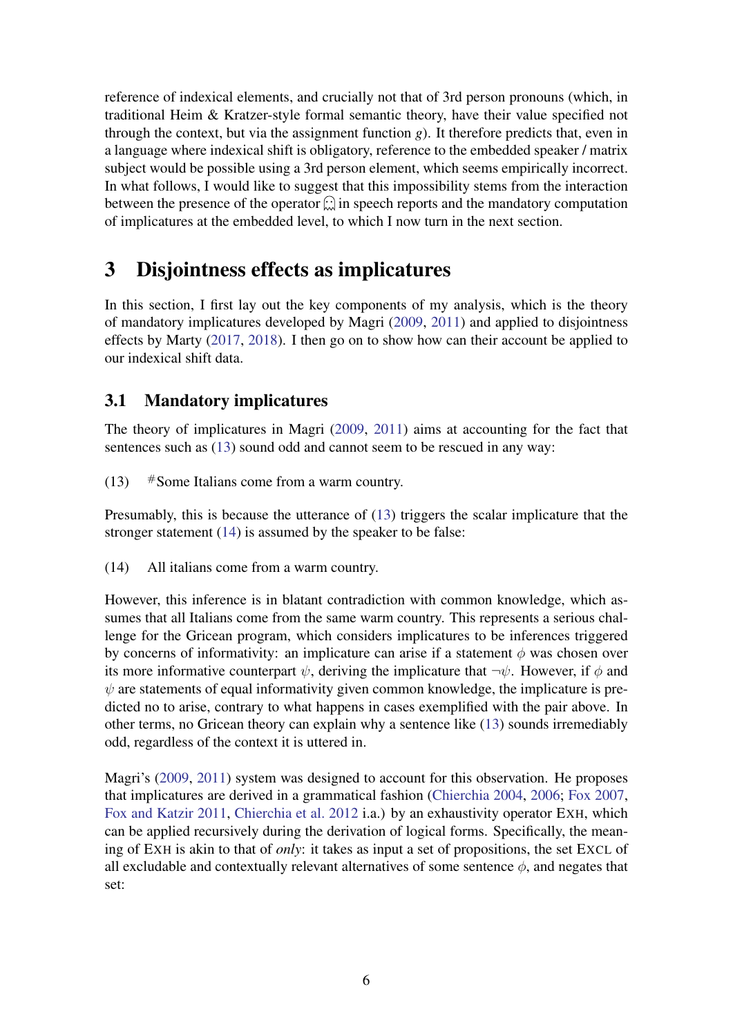reference of indexical elements, and crucially not that of 3rd person pronouns (which, in traditional Heim & Kratzer-style formal semantic theory, have their value specified not through the context, but via the assignment function $g$). It therefore predicts that, even in a language where indexical shift is obligatory, reference to the embedded speaker / matrix subject would be possible using a 3rd person element, which seems empirically incorrect. In what follows, I would like to suggest that this impossibility stems from the interaction between the presence of the operator 👻 in speech reports and the mandatory computation of implicatures at the embedded level, to which I now turn in the next section.

## 3 Disjointness effects as implicatures

In this section, I first lay out the key components of my analysis, which is the theory of mandatory implicatures developed by Magri (2009, 2011) and applied to disjointness effects by Marty (2017, 2018). I then go on to show how can their account be applied to our indexical shift data.

### 3.1 Mandatory implicatures

The theory of implicatures in Magri (2009, 2011) aims at accounting for the fact that sentences such as (13) sound odd and cannot seem to be rescued in any way:

(13) #Some Italians come from a warm country.

Presumably, this is because the utterance of (13) triggers the scalar implicature that the stronger statement (14) is assumed by the speaker to be false:

(14) All italians come from a warm country.

However, this inference is in blatant contradiction with common knowledge, which assumes that all Italians come from the same warm country. This represents a serious challenge for the Gricean program, which considers implicatures to be inferences triggered by concerns of informativity: an implicature can arise if a statement $\phi$ was chosen over its more informative counterpart $\psi$, deriving the implicature that $\neg\psi$. However, if $\phi$ and $\psi$ are statements of equal informativity given common knowledge, the implicature is predicted no to arise, contrary to what happens in cases exemplified with the pair above. In other terms, no Gricean theory can explain why a sentence like (13) sounds irremediably odd, regardless of the context it is uttered in.

Magri's (2009, 2011) system was designed to account for this observation. He proposes that implicatures are derived in a grammatical fashion (Chierchia 2004, 2006; Fox 2007, Fox and Katzir 2011, Chierchia et al. 2012 i.a.) by an exhaustivity operator EXH, which can be applied recursively during the derivation of logical forms. Specifically, the meaning of EXH is akin to that of *only*: it takes as input a set of propositions, the set EXCL of all excludable and contextually relevant alternatives of some sentence $\phi$, and negates that set: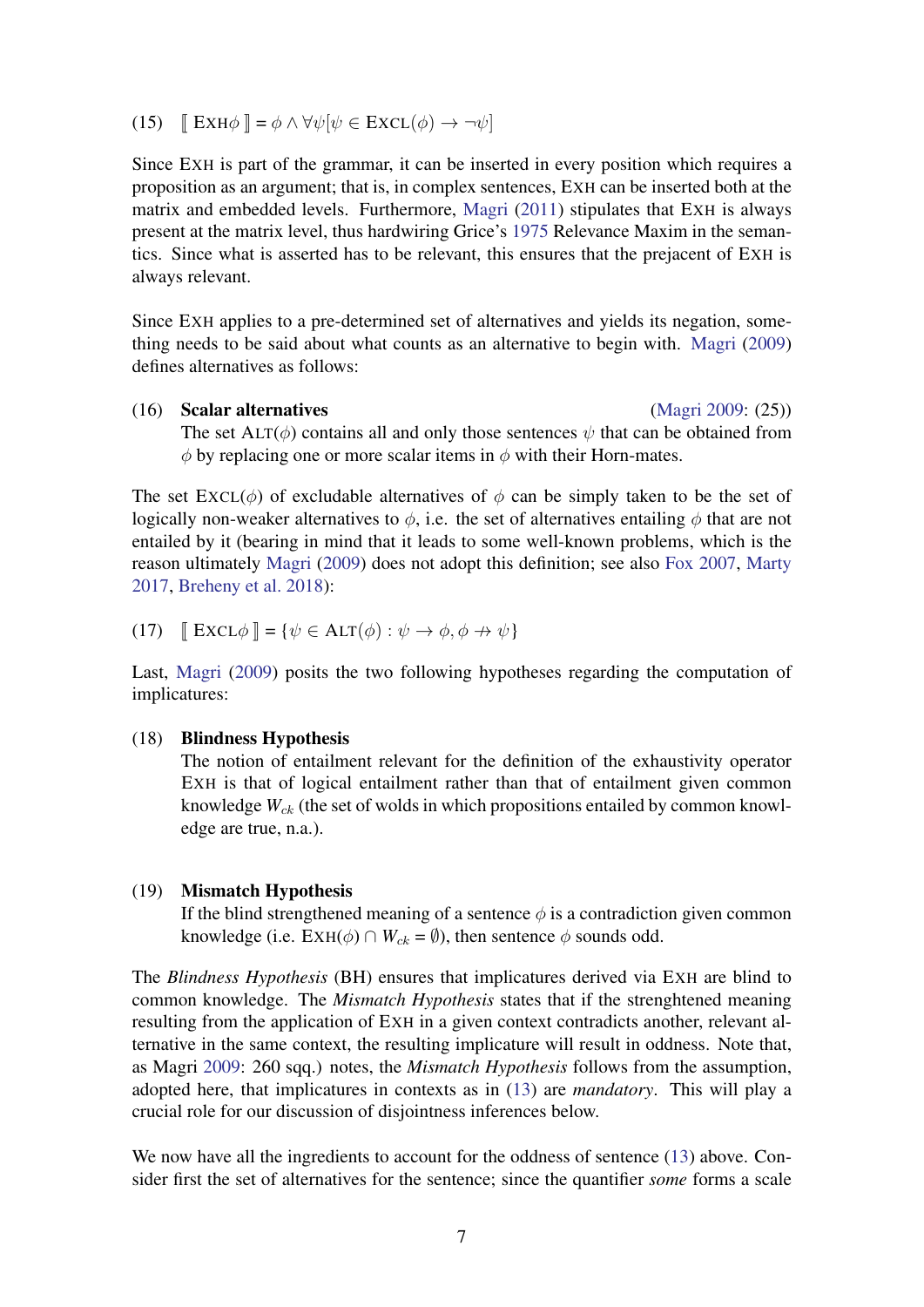(15) $[\![ \text{EXH}\phi ]\!] = \phi \land \forall\psi[\psi \in \text{EXCL}(\phi) \rightarrow \neg\psi]$

Since EXH is part of the grammar, it can be inserted in every position which requires a proposition as an argument; that is, in complex sentences, EXH can be inserted both at the matrix and embedded levels. Furthermore, Magri (2011) stipulates that EXH is always present at the matrix level, thus hardwiring Grice's 1975 Relevance Maxim in the semantics. Since what is asserted has to be relevant, this ensures that the prejacent of EXH is always relevant.

Since EXH applies to a pre-determined set of alternatives and yields its negation, something needs to be said about what counts as an alternative to begin with. Magri (2009) defines alternatives as follows:

(16) **Scalar alternatives** (Magri 2009: (25))
The set $\text{ALT}(\phi)$ contains all and only those sentences $\psi$ that can be obtained from $\phi$ by replacing one or more scalar items in $\phi$ with their Horn-mates.

The set $\text{EXCL}(\phi)$ of excludable alternatives of $\phi$ can be simply taken to be the set of logically non-weaker alternatives to $\phi$, i.e. the set of alternatives entailing $\phi$ that are not entailed by it (bearing in mind that it leads to some well-known problems, which is the reason ultimately Magri (2009) does not adopt this definition; see also Fox 2007, Marty 2017, Breheny et al. 2018):

(17) $[\![ \text{EXCL}\phi ]\!] = \{\psi \in \text{ALT}(\phi) : \psi \rightarrow \phi, \phi \nrightarrow \psi\}$

Last, Magri (2009) posits the two following hypotheses regarding the computation of implicatures:

(18) **Blindness Hypothesis**
The notion of entailment relevant for the definition of the exhaustivity operator EXH is that of logical entailment rather than that of entailment given common knowledge $W_{ck}$ (the set of wolds in which propositions entailed by common knowledge are true, n.a.).

(19) **Mismatch Hypothesis**
If the blind strengthened meaning of a sentence $\phi$ is a contradiction given common knowledge (i.e. $\text{EXH}(\phi) \cap W_{ck} = \emptyset$), then sentence $\phi$ sounds odd.

The *Blindness Hypothesis* (BH) ensures that implicatures derived via EXH are blind to common knowledge. The *Mismatch Hypothesis* states that if the strenghtened meaning resulting from the application of EXH in a given context contradicts another, relevant alternative in the same context, the resulting implicature will result in oddness. Note that, as Magri 2009: 260 sqq.) notes, the *Mismatch Hypothesis* follows from the assumption, adopted here, that implicatures in contexts as in (13) are *mandatory*. This will play a crucial role for our discussion of disjointness inferences below.

We now have all the ingredients to account for the oddness of sentence (13) above. Consider first the set of alternatives for the sentence; since the quantifier *some* forms a scale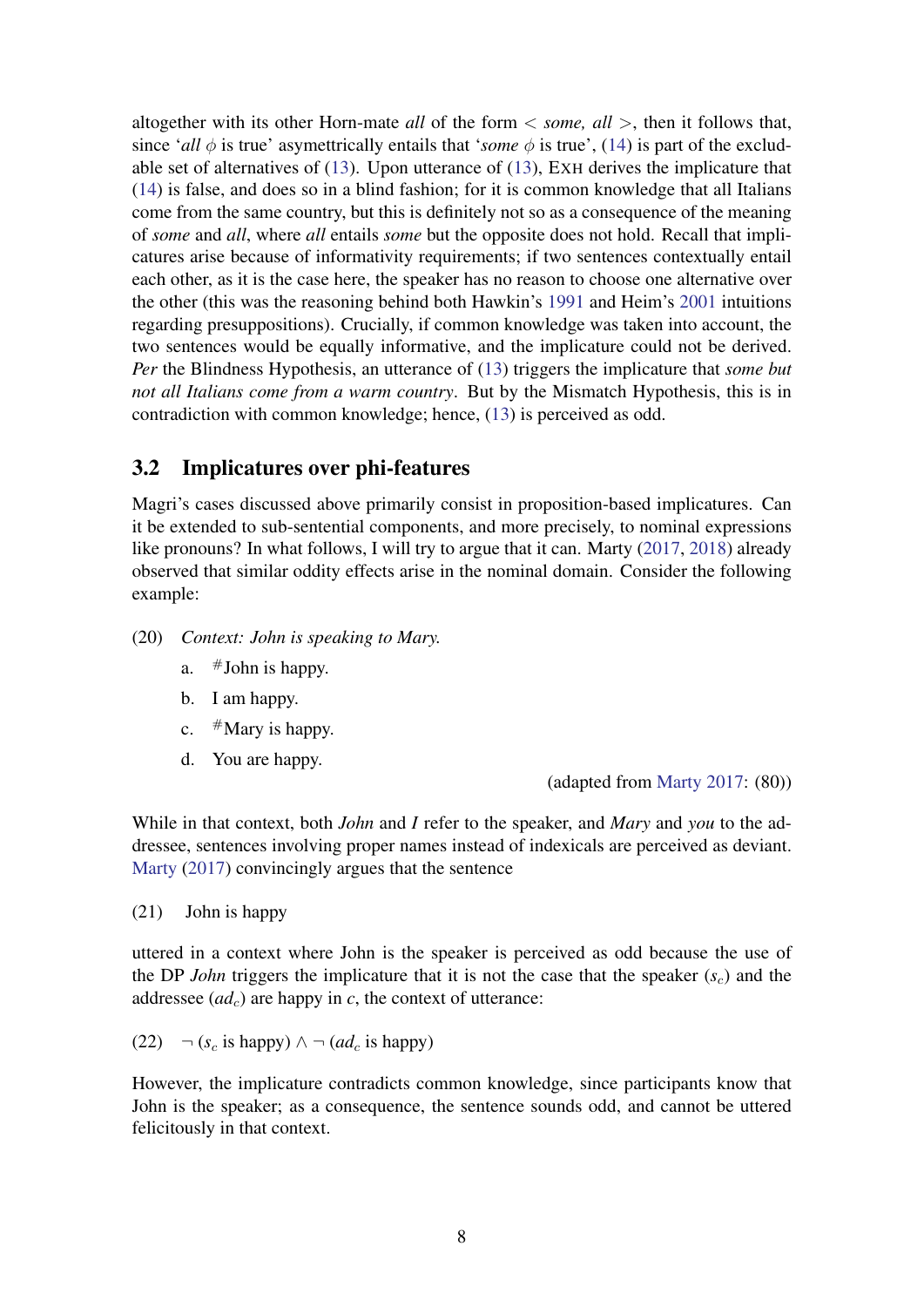altogether with its other Horn-mate *all* of the form $<$ *some, all* $>$, then it follows that, since '*all* $\phi$ is true' asymettrically entails that '*some* $\phi$ is true', (14) is part of the excludable set of alternatives of (13). Upon utterance of (13), EXH derives the implicature that (14) is false, and does so in a blind fashion; for it is common knowledge that all Italians come from the same country, but this is definitely not so as a consequence of the meaning of *some* and *all*, where *all* entails *some* but the opposite does not hold. Recall that implicatures arise because of informativity requirements; if two sentences contextually entail each other, as it is the case here, the speaker has no reason to choose one alternative over the other (this was the reasoning behind both Hawkin's 1991 and Heim's 2001 intuitions regarding presuppositions). Crucially, if common knowledge was taken into account, the two sentences would be equally informative, and the implicature could not be derived. *Per* the Blindness Hypothesis, an utterance of (13) triggers the implicature that *some but not all Italians come from a warm country*. But by the Mismatch Hypothesis, this is in contradiction with common knowledge; hence, (13) is perceived as odd.

## 3.2 Implicatures over phi-features

Magri's cases discussed above primarily consist in proposition-based implicatures. Can it be extended to sub-sentential components, and more precisely, to nominal expressions like pronouns? In what follows, I will try to argue that it can. Marty (2017, 2018) already observed that similar oddity effects arise in the nominal domain. Consider the following example:

(20) *Context: John is speaking to Mary.*

a. #John is happy.

b. I am happy.

c. #Mary is happy.

d. You are happy.

(adapted from Marty 2017: (80))

While in that context, both *John* and *I* refer to the speaker, and *Mary* and *you* to the addressee, sentences involving proper names instead of indexicals are perceived as deviant. Marty (2017) convincingly argues that the sentence

(21) John is happy

uttered in a context where John is the speaker is perceived as odd because the use of the DP *John* triggers the implicature that it is not the case that the speaker ($s_c$) and the addressee ($ad_c$) are happy in $c$, the context of utterance:

(22) $\neg$ ($s_c$ is happy) $\wedge$ $\neg$ ($ad_c$ is happy)

However, the implicature contradicts common knowledge, since participants know that John is the speaker; as a consequence, the sentence sounds odd, and cannot be uttered felicitously in that context.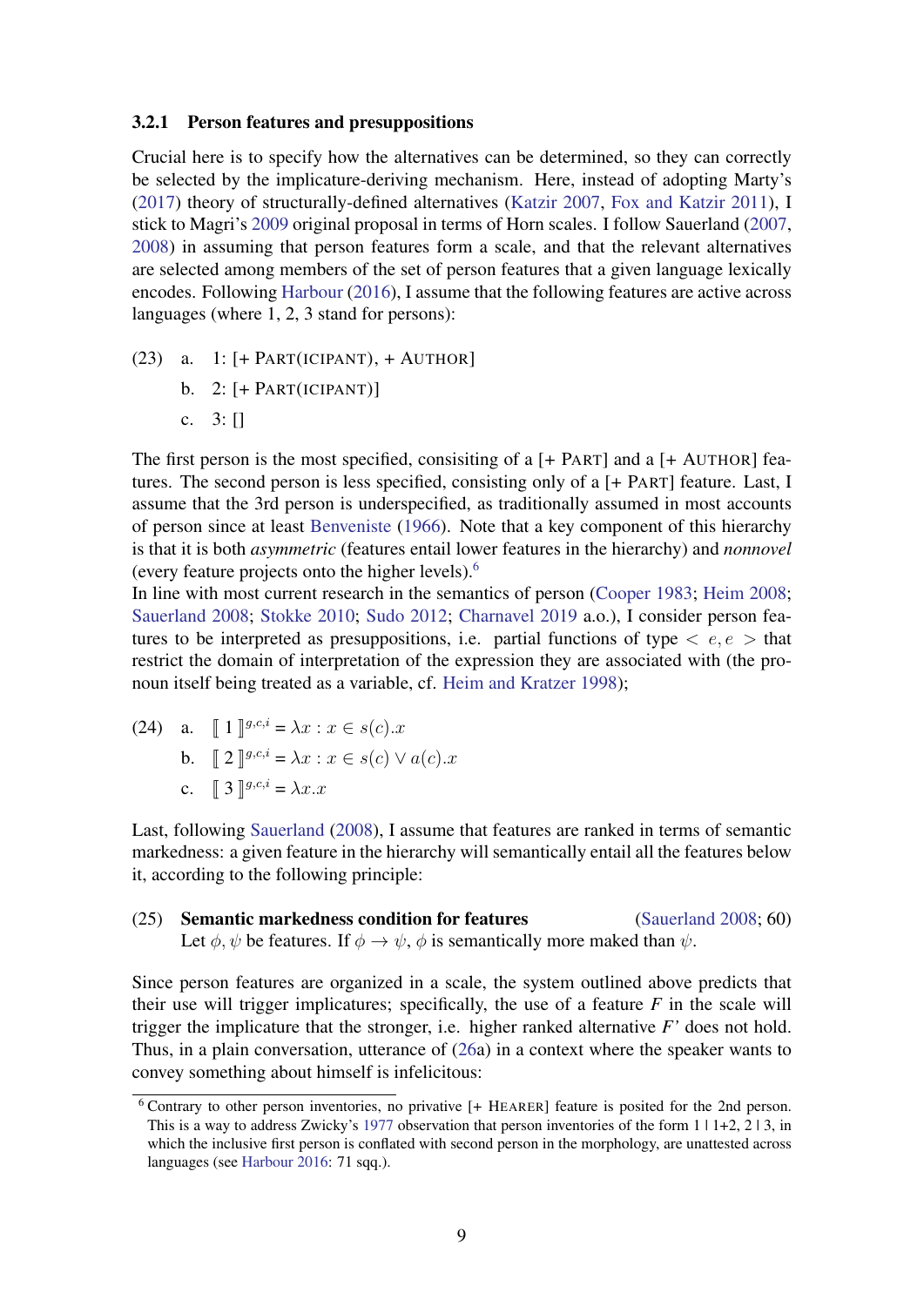### 3.2.1 Person features and presuppositions

Crucial here is to specify how the alternatives can be determined, so they can correctly be selected by the implicature-deriving mechanism. Here, instead of adopting Marty's (2017) theory of structurally-defined alternatives (Katzir 2007, Fox and Katzir 2011), I stick to Magri's 2009 original proposal in terms of Horn scales. I follow Sauerland (2007, 2008) in assuming that person features form a scale, and that the relevant alternatives are selected among members of the set of person features that a given language lexically encodes. Following Harbour (2016), I assume that the following features are active across languages (where 1, 2, 3 stand for persons):

(23) a. 1: [+ PART(ICIPANT), + AUTHOR]

b. 2: [+ PART(ICIPANT)]

c. 3: []

The first person is the most specified, consisiting of a [+ PART] and a [+ AUTHOR] features. The second person is less specified, consisting only of a [+ PART] feature. Last, I assume that the 3rd person is underspecified, as traditionally assumed in most accounts of person since at least Benveniste (1966). Note that a key component of this hierarchy is that it is both *asymmetric* (features entail lower features in the hierarchy) and *nonnovel* (every feature projects onto the higher levels).[6]

In line with most current research in the semantics of person (Cooper 1983; Heim 2008; Sauerland 2008; Stokke 2010; Sudo 2012; Charnavel 2019 a.o.), I consider person features to be interpreted as presuppositions, i.e. partial functions of type $< e, e >$ that restrict the domain of interpretation of the expression they are associated with (the pronoun itself being treated as a variable, cf. Heim and Kratzer 1998);

(24) a. $[\![ 1 ]\!]^{g,c,i} = \lambda x : x \in s(c).x$

b. $[\![ 2 ]\!]^{g,c,i} = \lambda x : x \in s(c) \vee a(c).x$

c. $[\![ 3 ]\!]^{g,c,i} = \lambda x.x$

Last, following Sauerland (2008), I assume that features are ranked in terms of semantic markedness: a given feature in the hierarchy will semantically entail all the features below it, according to the following principle:

(25) **Semantic markedness condition for features** (Sauerland 2008; 60)
Let $\phi, \psi$ be features. If $\phi \to \psi$, $\phi$ is semantically more maked than $\psi$.

Since person features are organized in a scale, the system outlined above predicts that their use will trigger implicatures; specifically, the use of a feature *F* in the scale will trigger the implicature that the stronger, i.e. higher ranked alternative *F'* does not hold. Thus, in a plain conversation, utterance of (26a) in a context where the speaker wants to convey something about himself is infelicitous:

[6] Contrary to other person inventories, no privative [+ HEARER] feature is posited for the 2nd person. This is a way to address Zwicky's 1977 observation that person inventories of the form 1 | 1+2, 2 | 3, in which the inclusive first person is conflated with second person in the morphology, are unattested across languages (see Harbour 2016: 71 sqq.).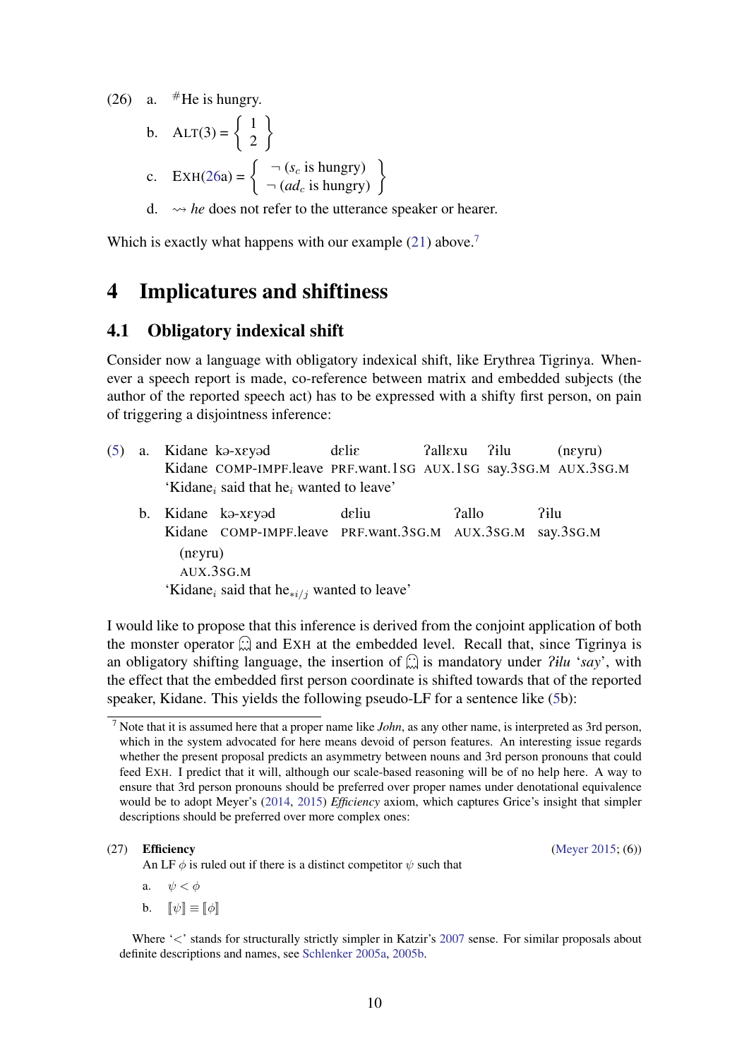(26) a. #He is hungry.

b. ALT(3) = $\left\{ \begin{array}{c} 1 \\ 2 \end{array} \right\}$

c. EXH(26a) = $\left\{ \begin{array}{l} \neg\ (s_c \text{ is hungry}) \\ \neg\ (ad_c \text{ is hungry}) \end{array} \right\}$

d. ⇝ *he* does not refer to the utterance speaker or hearer.

Which is exactly what happens with our example (21) above.[7]

# 4 Implicatures and shiftiness

## 4.1 Obligatory indexical shift

Consider now a language with obligatory indexical shift, like Erythrea Tigrinya. Whenever a speech report is made, co-reference between matrix and embedded subjects (the author of the reported speech act) has to be expressed with a shifty first person, on pain of triggering a disjointness inference:

(5) a. Kidane kə-xɛyəd dɛliɛ ʔallɛxu ʔɨlu (nɛyru)
Kidane COMP-IMPF.leave PRF.want.1SG AUX.1SG say.3SG.M AUX.3SG.M
'Kidane$_i$ said that he$_i$ wanted to leave'

b. Kidane kə-xɛyəd dɛliu ʔallo ʔɨlu
Kidane COMP-IMPF.leave PRF.want.3SG.M AUX.3SG.M say.3SG.M
(nɛyru)
AUX.3SG.M
'Kidane$_i$ said that he$_{*i/j}$ wanted to leave'

I would like to propose that this inference is derived from the conjoint application of both the monster operator 👻 and EXH at the embedded level. Recall that, since Tigrinya is an obligatory shifting language, the insertion of 👻 is mandatory under *ʔɨlu* '*say*', with the effect that the embedded first person coordinate is shifted towards that of the reported speaker, Kidane. This yields the following pseudo-LF for a sentence like (5b):

[7] Note that it is assumed here that a proper name like *John*, as any other name, is interpreted as 3rd person, which in the system advocated for here means devoid of person features. An interesting issue regards whether the present proposal predicts an asymmetry between nouns and 3rd person pronouns that could feed EXH. I predict that it will, although our scale-based reasoning will be of no help here. A way to ensure that 3rd person pronouns should be preferred over proper names under denotational equivalence would be to adopt Meyer's (2014, 2015) *Efficiency* axiom, which captures Grice's insight that simpler descriptions should be preferred over more complex ones:

(27) **Efficiency** (Meyer 2015; (6))
An LF $\phi$ is ruled out if there is a distinct competitor $\psi$ such that

a. $\psi < \phi$

b. $[\![\psi]\!] \equiv [\![\phi]\!]$

Where '<' stands for structurally strictly simpler in Katzir's 2007 sense. For similar proposals about definite descriptions and names, see Schlenker 2005a, 2005b.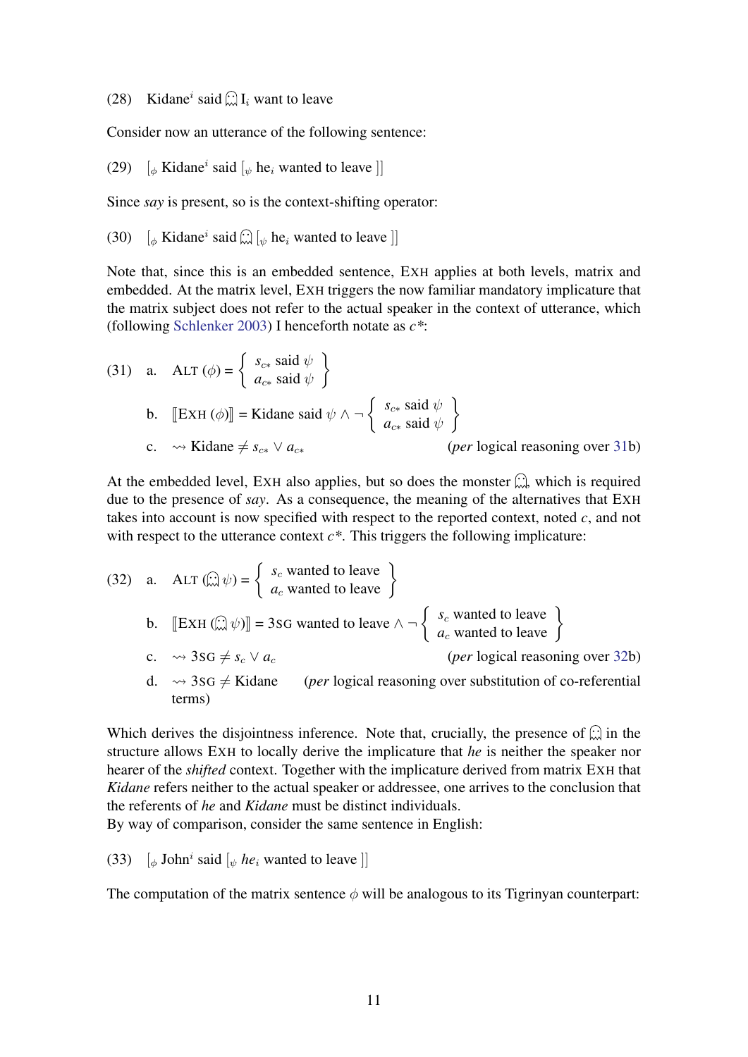(28) Kidane$^i$ said 👻 I$_i$ want to leave

Consider now an utterance of the following sentence:

(29) [$_\phi$ Kidane$^i$ said [$_\psi$ he$_i$ wanted to leave ]]

Since *say* is present, so is the context-shifting operator:

(30) [$_\phi$ Kidane$^i$ said 👻 [$_\psi$ he$_i$ wanted to leave ]]

Note that, since this is an embedded sentence, EXH applies at both levels, matrix and embedded. At the matrix level, EXH triggers the now familiar mandatory implicature that the matrix subject does not refer to the actual speaker in the context of utterance, which (following Schlenker 2003) I henceforth notate as *c\**:

(31) a. ALT ($\phi$) = $\left\{ \begin{array}{l} s_{c*} \text{ said } \psi \\ a_{c*} \text{ said } \psi \end{array} \right\}$

b. $[\![$EXH ($\phi$)$]\!]$ = Kidane said $\psi \wedge \neg \left\{ \begin{array}{l} s_{c*} \text{ said } \psi \\ a_{c*} \text{ said } \psi \end{array} \right\}$

c. $\rightsquigarrow$ Kidane $\neq s_{c*} \vee a_{c*}$ (*per* logical reasoning over 31b)

At the embedded level, EXH also applies, but so does the monster 👻, which is required due to the presence of *say*. As a consequence, the meaning of the alternatives that EXH takes into account is now specified with respect to the reported context, noted *c*, and not with respect to the utterance context *c\**. This triggers the following implicature:

(32) a. ALT (👻 $\psi$) = $\left\{ \begin{array}{l} s_c \text{ wanted to leave} \\ a_c \text{ wanted to leave} \end{array} \right\}$

b. $[\![$EXH (👻 $\psi$)$]\!]$ = 3SG wanted to leave $\wedge \neg \left\{ \begin{array}{l} s_c \text{ wanted to leave} \\ a_c \text{ wanted to leave} \end{array} \right\}$

c. $\rightsquigarrow$ 3SG $\neq s_c \vee a_c$ (*per* logical reasoning over 32b)

d. $\rightsquigarrow$ 3SG $\neq$ Kidane (*per* logical reasoning over substitution of co-referential terms)

Which derives the disjointness inference. Note that, crucially, the presence of 👻 in the structure allows EXH to locally derive the implicature that *he* is neither the speaker nor hearer of the *shifted* context. Together with the implicature derived from matrix EXH that *Kidane* refers neither to the actual speaker or addressee, one arrives to the conclusion that the referents of *he* and *Kidane* must be distinct individuals.

By way of comparison, consider the same sentence in English:

(33) [$_\phi$ John$^i$ said [$_\psi$ *he*$_i$ wanted to leave ]]

The computation of the matrix sentence $\phi$ will be analogous to its Tigrinyan counterpart: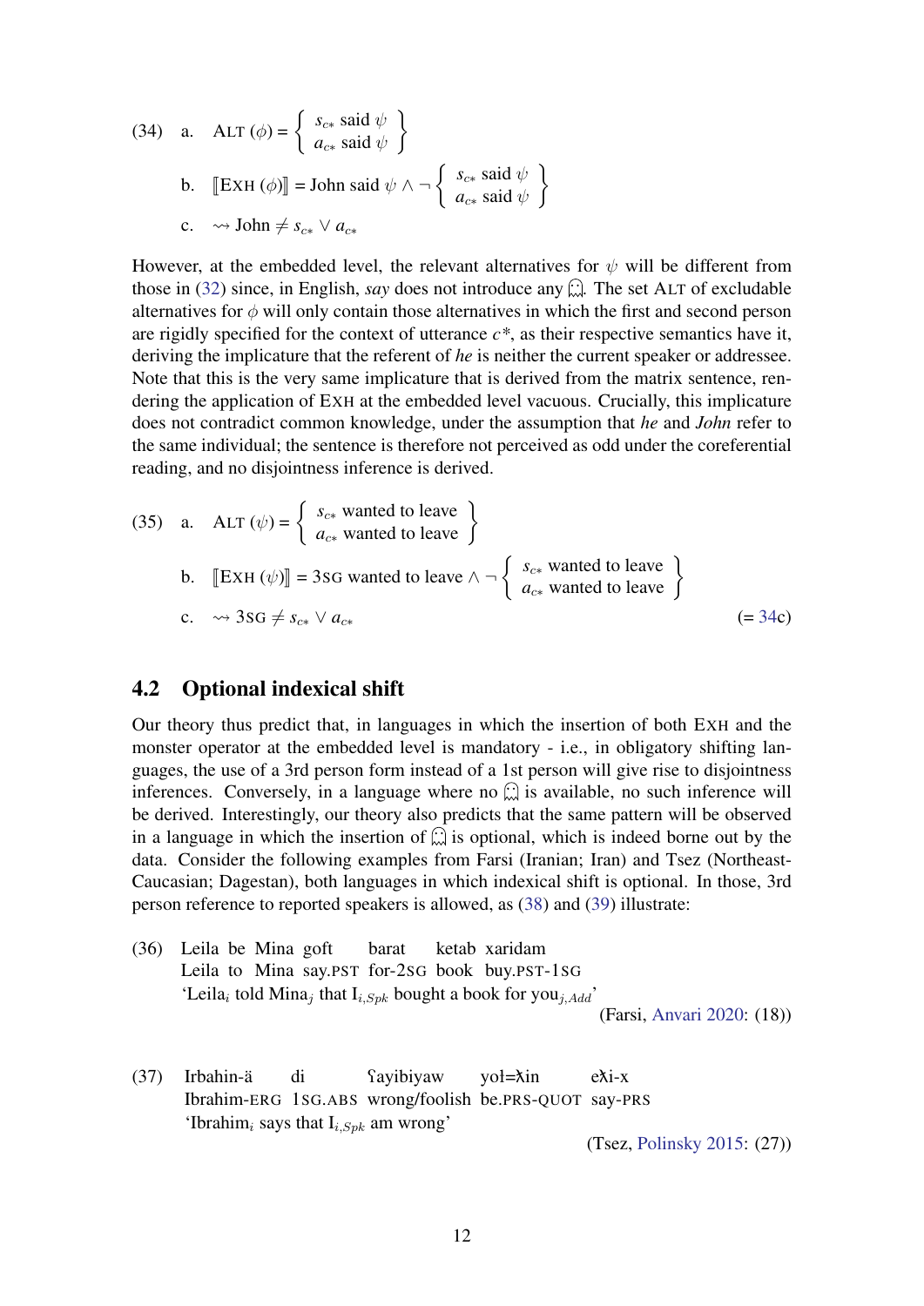(34) a. $\textsc{Alt}\ (\phi) = \left\{ \begin{array}{l} s_{c*} \text{ said } \psi \\ a_{c*} \text{ said } \psi \end{array} \right\}$

b. $[\![\textsc{Exh}\ (\phi)]\!] = \text{John said } \psi \wedge \neg \left\{ \begin{array}{l} s_{c*} \text{ said } \psi \\ a_{c*} \text{ said } \psi \end{array} \right\}$

c. $\rightsquigarrow \text{John} \neq s_{c*} \vee a_{c*}$

However, at the embedded level, the relevant alternatives for $\psi$ will be different from those in (32) since, in English, *say* does not introduce any 👻. The set ALT of excludable alternatives for $\phi$ will only contain those alternatives in which the first and second person are rigidly specified for the context of utterance $c*$, as their respective semantics have it, deriving the implicature that the referent of *he* is neither the current speaker or addressee. Note that this is the very same implicature that is derived from the matrix sentence, rendering the application of EXH at the embedded level vacuous. Crucially, this implicature does not contradict common knowledge, under the assumption that *he* and *John* refer to the same individual; the sentence is therefore not perceived as odd under the coreferential reading, and no disjointness inference is derived.

(35) a. $\textsc{Alt}\ (\psi) = \left\{ \begin{array}{l} s_{c*} \text{ wanted to leave} \\ a_{c*} \text{ wanted to leave} \end{array} \right\}$

b. $[\![\textsc{Exh}\ (\psi)]\!] = 3\textsc{sg} \text{ wanted to leave} \wedge \neg \left\{ \begin{array}{l} s_{c*} \text{ wanted to leave} \\ a_{c*} \text{ wanted to leave} \end{array} \right\}$

c. $\rightsquigarrow 3\textsc{sg} \neq s_{c*} \vee a_{c*}$ (= 34c)

## 4.2 Optional indexical shift

Our theory thus predict that, in languages in which the insertion of both EXH and the monster operator at the embedded level is mandatory - i.e., in obligatory shifting languages, the use of a 3rd person form instead of a 1st person will give rise to disjointness inferences. Conversely, in a language where no 👻 is available, no such inference will be derived. Interestingly, our theory also predicts that the same pattern will be observed in a language in which the insertion of 👻 is optional, which is indeed borne out by the data. Consider the following examples from Farsi (Iranian; Iran) and Tsez (Northeast-Caucasian; Dagestan), both languages in which indexical shift is optional. In those, 3rd person reference to reported speakers is allowed, as (38) and (39) illustrate:

(36) Leila be Mina goft barat ketab xaridam
Leila to Mina say.PST for-2SG book buy.PST-1SG
'Leila$_i$ told Mina$_j$ that I$_{i,Spk}$ bought a book for you$_{j,Add}$'
(Farsi, Anvari 2020: (18))

(37) Irbahin-ä di ʕayibiyaw yoł=ƛin eƛi-x
Ibrahim-ERG 1SG.ABS wrong/foolish be.PRS-QUOT say-PRS
'Ibrahim$_i$ says that I$_{i,Spk}$ am wrong'
(Tsez, Polinsky 2015: (27))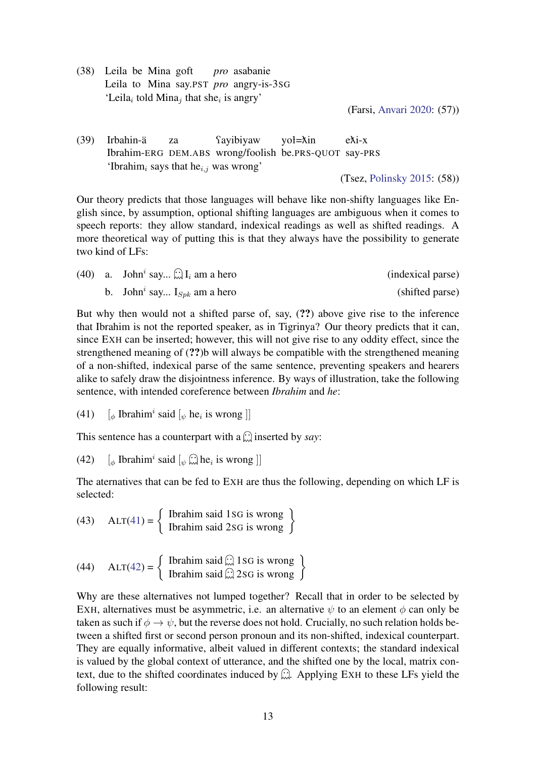(38) Leila be Mina goft *pro* asabanie
Leila to Mina say.PST *pro* angry-is-3SG
'Leila$_i$ told Mina$_j$ that she$_i$ is angry'

(Farsi, Anvari 2020: (57))

(39) Irbahin-ä za ʕayibiyaw yoł=ƛin eƛi-x
Ibrahim-ERG DEM.ABS wrong/foolish be.PRS-QUOT say-PRS
'Ibrahim$_i$ says that he$_{i,j}$ was wrong'

(Tsez, Polinsky 2015: (58))

Our theory predicts that those languages will behave like non-shifty languages like English since, by assumption, optional shifting languages are ambiguous when it comes to speech reports: they allow standard, indexical readings as well as shifted readings. A more theoretical way of putting this is that they always have the possibility to generate two kind of LFs:

(40) a. John$^i$ say... 👻 I$_i$ am a hero (indexical parse)

b. John$^i$ say... I$_{Spk}$ am a hero (shifted parse)

But why then would not a shifted parse of, say, (**??**) above give rise to the inference that Ibrahim is not the reported speaker, as in Tigrinya? Our theory predicts that it can, since EXH can be inserted; however, this will not give rise to any oddity effect, since the strengthened meaning of (**??**)b will always be compatible with the strengthened meaning of a non-shifted, indexical parse of the same sentence, preventing speakers and hearers alike to safely draw the disjointness inference. By ways of illustration, take the following sentence, with intended coreference between *Ibrahim* and *he*:

(41) $[_\phi$ Ibrahim$^i$ said $[_\psi$ he$_i$ is wrong $]]$

This sentence has a counterpart with a 👻 inserted by *say*:

(42) $[_\phi$ Ibrahim$^i$ said $[_\psi$ 👻 he$_i$ is wrong $]]$

The aternatives that can be fed to EXH are thus the following, depending on which LF is selected:

(43) ALT(41) = { Ibrahim said 1SG is wrong ; Ibrahim said 2SG is wrong }

(44) ALT(42) = { Ibrahim said 👻 1SG is wrong ; Ibrahim said 👻 2SG is wrong }

Why are these alternatives not lumped together? Recall that in order to be selected by EXH, alternatives must be asymmetric, i.e. an alternative $\psi$ to an element $\phi$ can only be taken as such if $\phi \rightarrow \psi$, but the reverse does not hold. Crucially, no such relation holds between a shifted first or second person pronoun and its non-shifted, indexical counterpart. They are equally informative, albeit valued in different contexts; the standard indexical is valued by the global context of utterance, and the shifted one by the local, matrix context, due to the shifted coordinates induced by 👻. Applying EXH to these LFs yield the following result: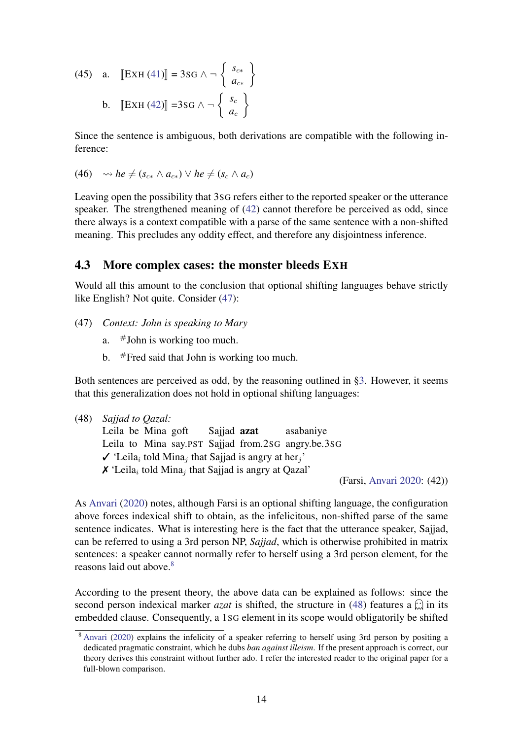(45) a. $[\![\text{EXH (41)}]\!] = 3\text{SG} \wedge \neg \left\{ \begin{array}{c} s_{c*} \\ a_{c*} \end{array} \right\}$

b. $[\![\text{EXH (42)}]\!] = 3\text{SG} \wedge \neg \left\{ \begin{array}{c} s_{c} \\ a_{c} \end{array} \right\}$

Since the sentence is ambiguous, both derivations are compatible with the following inference:

(46) $\rightsquigarrow he \neq (s_{c*} \wedge a_{c*}) \vee he \neq (s_c \wedge a_c)$

Leaving open the possibility that 3SG refers either to the reported speaker or the utterance speaker. The strengthened meaning of (42) cannot therefore be perceived as odd, since there always is a context compatible with a parse of the same sentence with a non-shifted meaning. This precludes any oddity effect, and therefore any disjointness inference.

## 4.3 More complex cases: the monster bleeds EXH

Would all this amount to the conclusion that optional shifting languages behave strictly like English? Not quite. Consider (47):

(47) *Context: John is speaking to Mary*

a. #John is working too much.

b. #Fred said that John is working too much.

Both sentences are perceived as odd, by the reasoning outlined in §3. However, it seems that this generalization does not hold in optional shifting languages:

(48) *Sajjad to Qazal:*
Leila be Mina goft Sajjad **azat** asabaniye
Leila to Mina say.PST Sajjad from.2SG angry.be.3SG
✓ 'Leila$_i$ told Mina$_j$ that Sajjad is angry at her$_j$'
✗ 'Leila$_i$ told Mina$_j$ that Sajjad is angry at Qazal'
(Farsi, Anvari 2020: (42))

As Anvari (2020) notes, although Farsi is an optional shifting language, the configuration above forces indexical shift to obtain, as the infelicitous, non-shifted parse of the same sentence indicates. What is interesting here is the fact that the utterance speaker, Sajjad, can be referred to using a 3rd person NP, *Sajjad*, which is otherwise prohibited in matrix sentences: a speaker cannot normally refer to herself using a 3rd person element, for the reasons laid out above.[8]

According to the present theory, the above data can be explained as follows: since the second person indexical marker *azat* is shifted, the structure in (48) features a 👻 in its embedded clause. Consequently, a 1SG element in its scope would obligatorily be shifted

[8] Anvari (2020) explains the infelicity of a speaker referring to herself using 3rd person by positing a dedicated pragmatic constraint, which he dubs *ban against illeism*. If the present approach is correct, our theory derives this constraint without further ado. I refer the interested reader to the original paper for a full-blown comparison.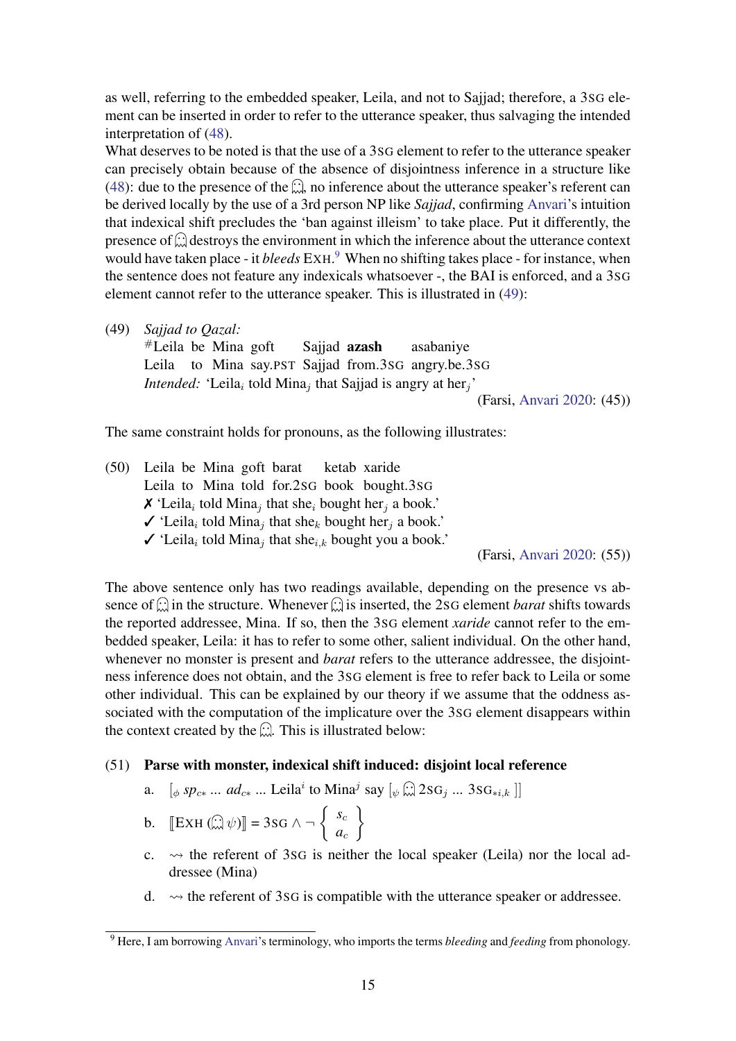as well, referring to the embedded speaker, Leila, and not to Sajjad; therefore, a 3SG element can be inserted in order to refer to the utterance speaker, thus salvaging the intended interpretation of (48).

What deserves to be noted is that the use of a 3SG element to refer to the utterance speaker can precisely obtain because of the absence of disjointness inference in a structure like (48): due to the presence of the 👻, no inference about the utterance speaker's referent can be derived locally by the use of a 3rd person NP like *Sajjad*, confirming Anvari's intuition that indexical shift precludes the 'ban against illeism' to take place. Put it differently, the presence of 👻 destroys the environment in which the inference about the utterance context would have taken place - it *bleeds* EXH.[9] When no shifting takes place - for instance, when the sentence does not feature any indexicals whatsoever -, the BAI is enforced, and a 3SG element cannot refer to the utterance speaker. This is illustrated in (49):

(49) *Sajjad to Qazal:*
#Leila be Mina goft Sajjad **azash** asabaniye
Leila to Mina say.PST Sajjad from.3SG angry.be.3SG
*Intended:* 'Leila$_i$ told Mina$_j$ that Sajjad is angry at her$_j$'
(Farsi, Anvari 2020: (45))

The same constraint holds for pronouns, as the following illustrates:

(50) Leila be Mina goft barat ketab xaride
Leila to Mina told for.2SG book bought.3SG
✗ 'Leila$_i$ told Mina$_j$ that she$_i$ bought her$_j$ a book.'
✓ 'Leila$_i$ told Mina$_j$ that she$_k$ bought her$_j$ a book.'
✓ 'Leila$_i$ told Mina$_j$ that she$_{i,k}$ bought you a book.'
(Farsi, Anvari 2020: (55))

The above sentence only has two readings available, depending on the presence vs absence of 👻 in the structure. Whenever 👻 is inserted, the 2SG element *barat* shifts towards the reported addressee, Mina. If so, then the 3SG element *xaride* cannot refer to the embedded speaker, Leila: it has to refer to some other, salient individual. On the other hand, whenever no monster is present and *barat* refers to the utterance addressee, the disjointness inference does not obtain, and the 3SG element is free to refer back to Leila or some other individual. This can be explained by our theory if we assume that the oddness associated with the computation of the implicature over the 3SG element disappears within the context created by the 👻. This is illustrated below:

(51) **Parse with monster, indexical shift induced: disjoint local reference**

a. $[_\phi$ $sp_{c*}$ ... $ad_{c*}$ ... Leila$^i$ to Mina$^j$ say $[_\psi$ 👻 2SG$_j$ ... 3SG$_{*i,k}$ $]]$

b. $[\![$EXH (👻 $\psi$)$]\!]$ = 3SG $\wedge \neg \left\{ \begin{array}{c} s_c \\ a_c \end{array} \right\}$

c. ⇝ the referent of 3SG is neither the local speaker (Leila) nor the local addressee (Mina)

d. ⇝ the referent of 3SG is compatible with the utterance speaker or addressee.

[9] Here, I am borrowing Anvari's terminology, who imports the terms *bleeding* and *feeding* from phonology.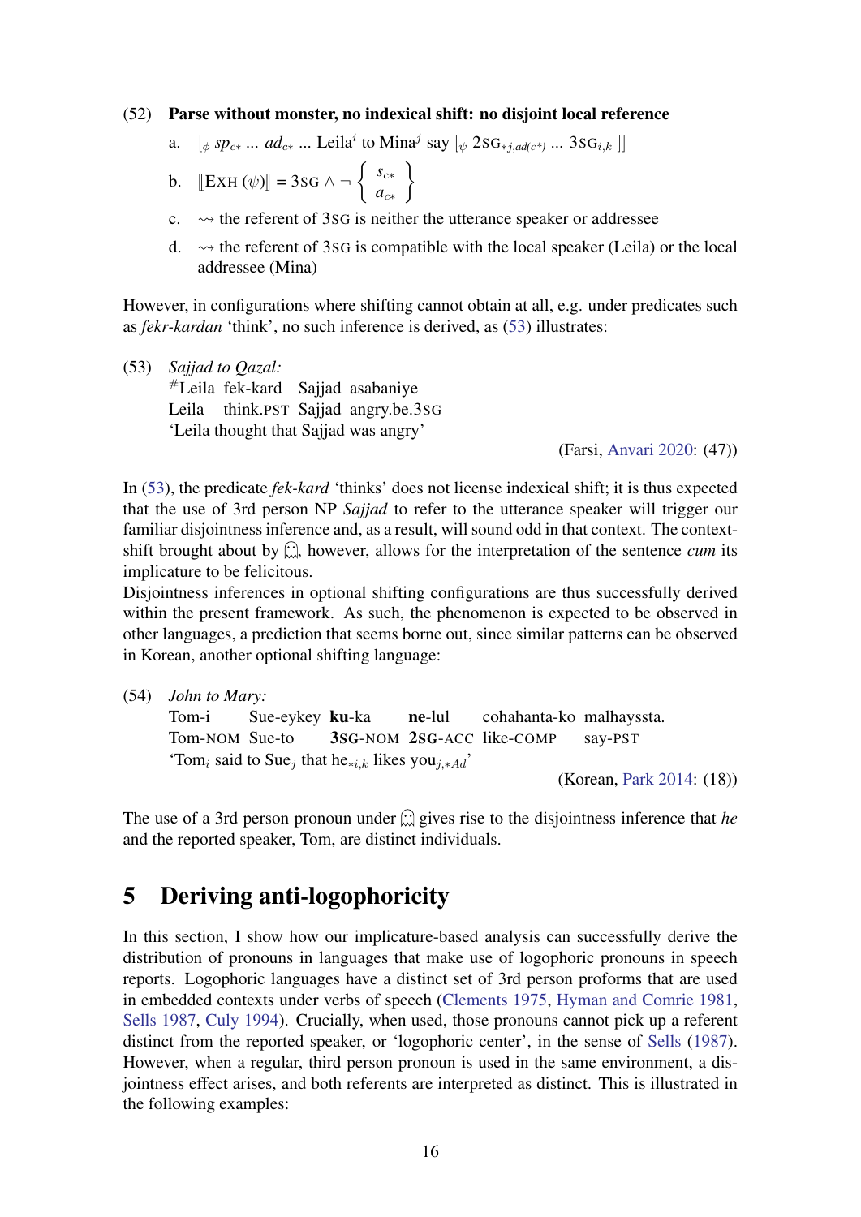(52) **Parse without monster, no indexical shift: no disjoint local reference**

a. $[_{\phi}\ sp_{c*}$ ... $ad_{c*}$ ... Leila$^{i}$ to Mina$^{j}$ say $[_{\psi}$ 2SG$_{*j,ad(c*)}$ ... 3SG$_{i,k}$ $]]$

b. $[\![\text{EXH}\ (\psi)]\!] = 3\text{SG} \wedge \neg \left\{ \begin{array}{c} s_{c*} \\ a_{c*} \end{array} \right\}$

c. $\rightsquigarrow$ the referent of 3SG is neither the utterance speaker or addressee

d. $\rightsquigarrow$ the referent of 3SG is compatible with the local speaker (Leila) or the local addressee (Mina)

However, in configurations where shifting cannot obtain at all, e.g. under predicates such as *fekr-kardan* 'think', no such inference is derived, as (53) illustrates:

(53) *Sajjad to Qazal:*
\#Leila fek-kard Sajjad asabaniye
Leila think.PST Sajjad angry.be.3SG
'Leila thought that Sajjad was angry'
(Farsi, Anvari 2020: (47))

In (53), the predicate *fek-kard* 'thinks' does not license indexical shift; it is thus expected that the use of 3rd person NP *Sajjad* to refer to the utterance speaker will trigger our familiar disjointness inference and, as a result, will sound odd in that context. The context-shift brought about by 👻, however, allows for the interpretation of the sentence *cum* its implicature to be felicitous.
Disjointness inferences in optional shifting configurations are thus successfully derived within the present framework. As such, the phenomenon is expected to be observed in other languages, a prediction that seems borne out, since similar patterns can be observed in Korean, another optional shifting language:

(54) *John to Mary:*
Tom-i Sue-eykey **ku**-ka **ne**-lul cohahanta-ko malhayssta.
Tom-NOM Sue-to **3SG**-NOM **2SG**-ACC like-COMP say-PST
'Tom$_{i}$ said to Sue$_{j}$ that he$_{*i,k}$ likes you$_{j,*Ad}$'
(Korean, Park 2014: (18))

The use of a 3rd person pronoun under 👻 gives rise to the disjointness inference that *he* and the reported speaker, Tom, are distinct individuals.

## 5 Deriving anti-logophoricity

In this section, I show how our implicature-based analysis can successfully derive the distribution of pronouns in languages that make use of logophoric pronouns in speech reports. Logophoric languages have a distinct set of 3rd person proforms that are used in embedded contexts under verbs of speech (Clements 1975, Hyman and Comrie 1981, Sells 1987, Culy 1994). Crucially, when used, those pronouns cannot pick up a referent distinct from the reported speaker, or 'logophoric center', in the sense of Sells (1987). However, when a regular, third person pronoun is used in the same environment, a disjointness effect arises, and both referents are interpreted as distinct. This is illustrated in the following examples: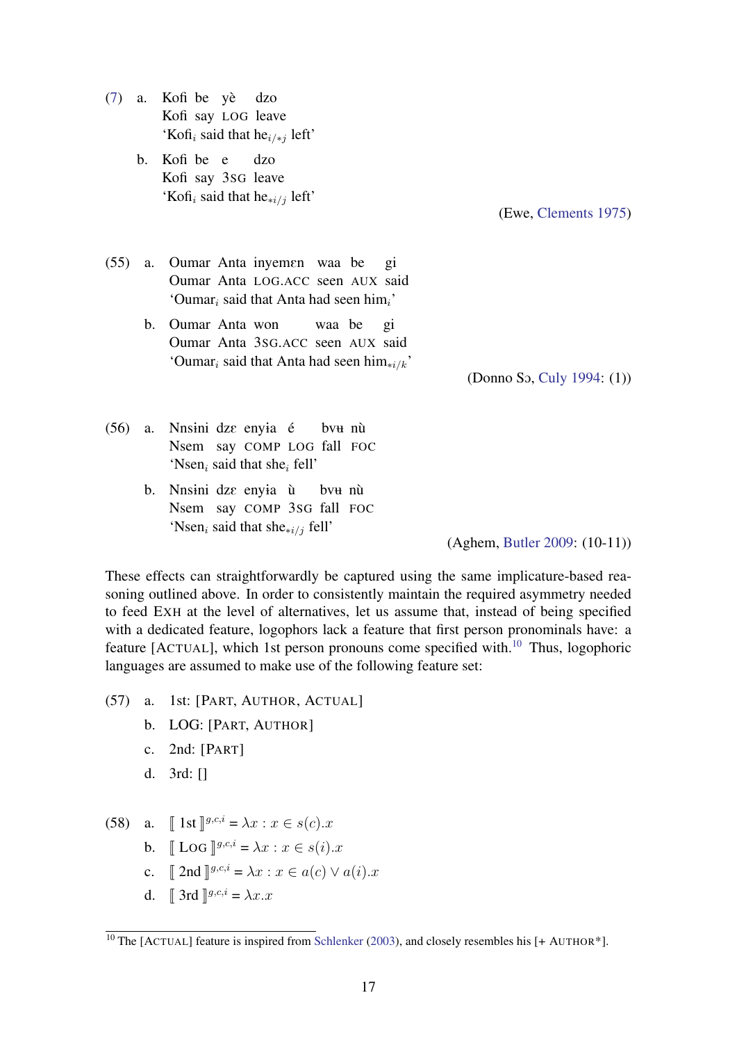(7) a. Kofi be yè dzo
   Kofi say LOG leave
   'Kofi$_i$ said that he$_{i/*j}$ left'

 b. Kofi be e dzo
   Kofi say 3SG leave
   'Kofi$_i$ said that he$_{*i/j}$ left'

(Ewe, Clements 1975)

(55) a. Oumar Anta inyemɛn waa be gi
   Oumar Anta LOG.ACC seen AUX said
   'Oumar$_i$ said that Anta had seen him$_i$'

 b. Oumar Anta won waa be gi
   Oumar Anta 3SG.ACC seen AUX said
   'Oumar$_i$ said that Anta had seen him$_{*i/k}$'

(Donno Sɔ, Culy 1994: (1))

(56) a. Nnsɨni dzɛ enyɨa é bvʉ nù
   Nsem say COMP LOG fall FOC
   'Nsen$_i$ said that she$_i$ fell'

 b. Nnsɨni dzɛ enyɨa ù bvʉ nù
   Nsem say COMP 3SG fall FOC
   'Nsen$_i$ said that she$_{*i/j}$ fell'

(Aghem, Butler 2009: (10-11))

These effects can straightforwardly be captured using the same implicature-based reasoning outlined above. In order to consistently maintain the required asymmetry needed to feed EXH at the level of alternatives, let us assume that, instead of being specified with a dedicated feature, logophors lack a feature that first person pronominals have: a feature [ACTUAL], which 1st person pronouns come specified with.[10] Thus, logophoric languages are assumed to make use of the following feature set:

(57) a. 1st: [PART, AUTHOR, ACTUAL]
 b. LOG: [PART, AUTHOR]
 c. 2nd: [PART]
 d. 3rd: []

(58) a. $[\![ \text{1st} ]\!]^{g,c,i} = \lambda x : x \in s(c).x$
 b. $[\![ \text{LOG} ]\!]^{g,c,i} = \lambda x : x \in s(i).x$
 c. $[\![ \text{2nd} ]\!]^{g,c,i} = \lambda x : x \in a(c) \vee a(i).x$
 d. $[\![ \text{3rd} ]\!]^{g,c,i} = \lambda x.x$

[10] The [ACTUAL] feature is inspired from Schlenker (2003), and closely resembles his [+ AUTHOR*].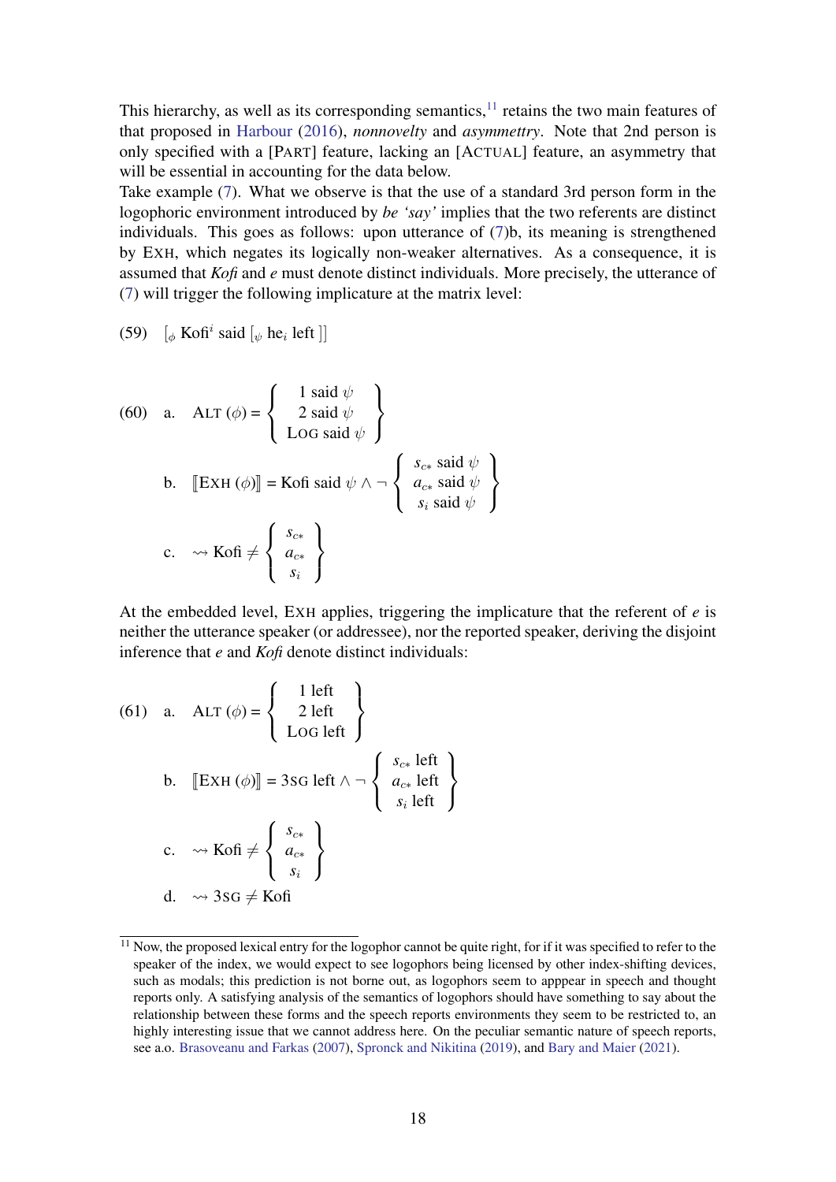This hierarchy, as well as its corresponding semantics,[11] retains the two main features of that proposed in Harbour (2016), *nonnovelty* and *asymmettry*. Note that 2nd person is only specified with a [PART] feature, lacking an [ACTUAL] feature, an asymmetry that will be essential in accounting for the data below.

Take example (7). What we observe is that the use of a standard 3rd person form in the logophoric environment introduced by *be 'say'* implies that the two referents are distinct individuals. This goes as follows: upon utterance of (7)b, its meaning is strengthened by EXH, which negates its logically non-weaker alternatives. As a consequence, it is assumed that *Kofi* and *e* must denote distinct individuals. More precisely, the utterance of (7) will trigger the following implicature at the matrix level:

(59) $[_{\phi}$ Kofi$^{i}$ said $[_{\psi}$ he$_{i}$ left $]]$

(60) a. $\text{ALT}(\phi) = \left\{ \begin{array}{c} 1 \text{ said } \psi \\ 2 \text{ said } \psi \\ \text{LOG said } \psi \end{array} \right\}$

b. $[\![\text{EXH}(\phi)]\!] = \text{Kofi said } \psi \wedge \neg \left\{ \begin{array}{c} s_{c*} \text{ said } \psi \\ a_{c*} \text{ said } \psi \\ s_{i} \text{ said } \psi \end{array} \right\}$

c. $\rightsquigarrow \text{Kofi} \neq \left\{ \begin{array}{c} s_{c*} \\ a_{c*} \\ s_{i} \end{array} \right\}$

At the embedded level, EXH applies, triggering the implicature that the referent of *e* is neither the utterance speaker (or addressee), nor the reported speaker, deriving the disjoint inference that *e* and *Kofi* denote distinct individuals:

(61) a. $\text{ALT}(\phi) = \left\{ \begin{array}{c} 1 \text{ left} \\ 2 \text{ left} \\ \text{LOG left} \end{array} \right\}$

b. $[\![\text{EXH}(\phi)]\!] = 3\text{SG left} \wedge \neg \left\{ \begin{array}{c} s_{c*} \text{ left} \\ a_{c*} \text{ left} \\ s_{i} \text{ left} \end{array} \right\}$

c. $\rightsquigarrow \text{Kofi} \neq \left\{ \begin{array}{c} s_{c*} \\ a_{c*} \\ s_{i} \end{array} \right\}$

d. $\rightsquigarrow 3\text{SG} \neq \text{Kofi}$

[11] Now, the proposed lexical entry for the logophor cannot be quite right, for if it was specified to refer to the speaker of the index, we would expect to see logophors being licensed by other index-shifting devices, such as modals; this prediction is not borne out, as logophors seem to apppear in speech and thought reports only. A satisfying analysis of the semantics of logophors should have something to say about the relationship between these forms and the speech reports environments they seem to be restricted to, an highly interesting issue that we cannot address here. On the peculiar semantic nature of speech reports, see a.o. Brasoveanu and Farkas (2007), Spronck and Nikitina (2019), and Bary and Maier (2021).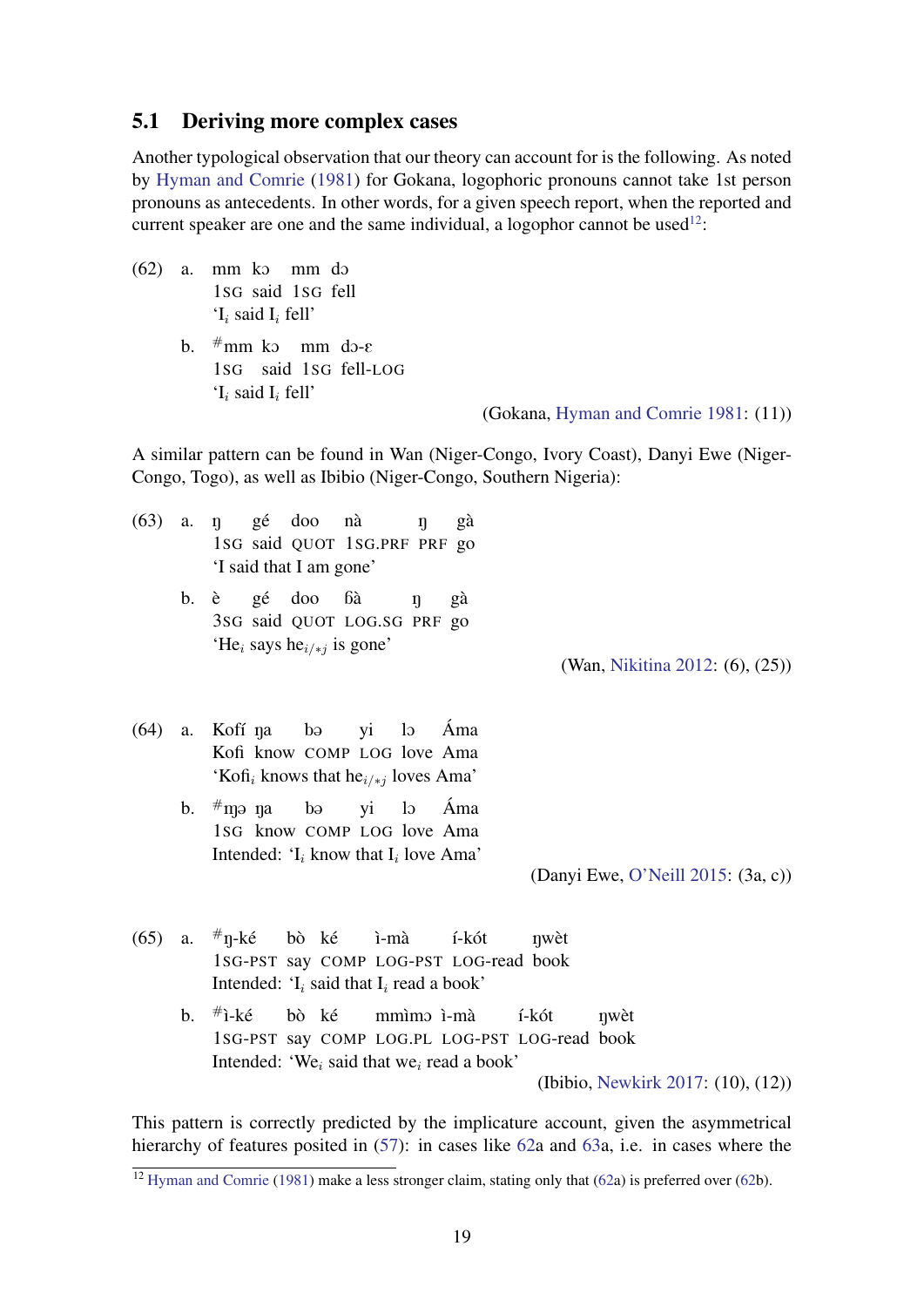### 5.1 Deriving more complex cases

Another typological observation that our theory can account for is the following. As noted by Hyman and Comrie (1981) for Gokana, logophoric pronouns cannot take 1st person pronouns as antecedents. In other words, for a given speech report, when the reported and current speaker are one and the same individual, a logophor cannot be used[12]:

(62) a. mm kɔ mm dɔ
 1SG said 1SG fell
 'I$_i$ said I$_i$ fell'

 b. #mm kɔ mm dɔ-ɛ
 1SG said 1SG fell-LOG
 'I$_i$ said I$_i$ fell'

(Gokana, Hyman and Comrie 1981: (11))

A similar pattern can be found in Wan (Niger-Congo, Ivory Coast), Danyi Ewe (Niger-Congo, Togo), as well as Ibibio (Niger-Congo, Southern Nigeria):

(63) a. ŋ gé doo nà ŋ gà
 1SG said QUOT 1SG.PRF PRF go
 'I said that I am gone'

 b. è gé doo ɓà ŋ gà
 3SG said QUOT LOG.SG PRF go
 'He$_i$ says he$_{i/*j}$ is gone'

(Wan, Nikitina 2012: (6), (25))

(64) a. Kofí ŋa bə yi lɔ Áma
 Kofi know COMP LOG love Ama
 'Kofi$_i$ knows that he$_{i/*j}$ loves Ama'

 b. #ŋə ŋa bə yi lɔ Áma
 1SG know COMP LOG love Ama
 Intended: 'I$_i$ know that I$_i$ love Ama'

(Danyi Ewe, O'Neill 2015: (3a, c))

(65) a. #ŋ-ké bò ké ì-mà í-kót ŋwèt
 1SG-PST say COMP LOG-PST LOG-read book
 Intended: 'I$_i$ said that I$_i$ read a book'

 b. #ì-ké bò ké mmìmɔ ì-mà í-kót ŋwèt
 1SG-PST say COMP LOG.PL LOG-PST LOG-read book
 Intended: 'We$_i$ said that we$_i$ read a book'

(Ibibio, Newkirk 2017: (10), (12))

This pattern is correctly predicted by the implicature account, given the asymmetrical hierarchy of features posited in (57): in cases like 62a and 63a, i.e. in cases where the

[12] Hyman and Comrie (1981) make a less stronger claim, stating only that (62a) is preferred over (62b).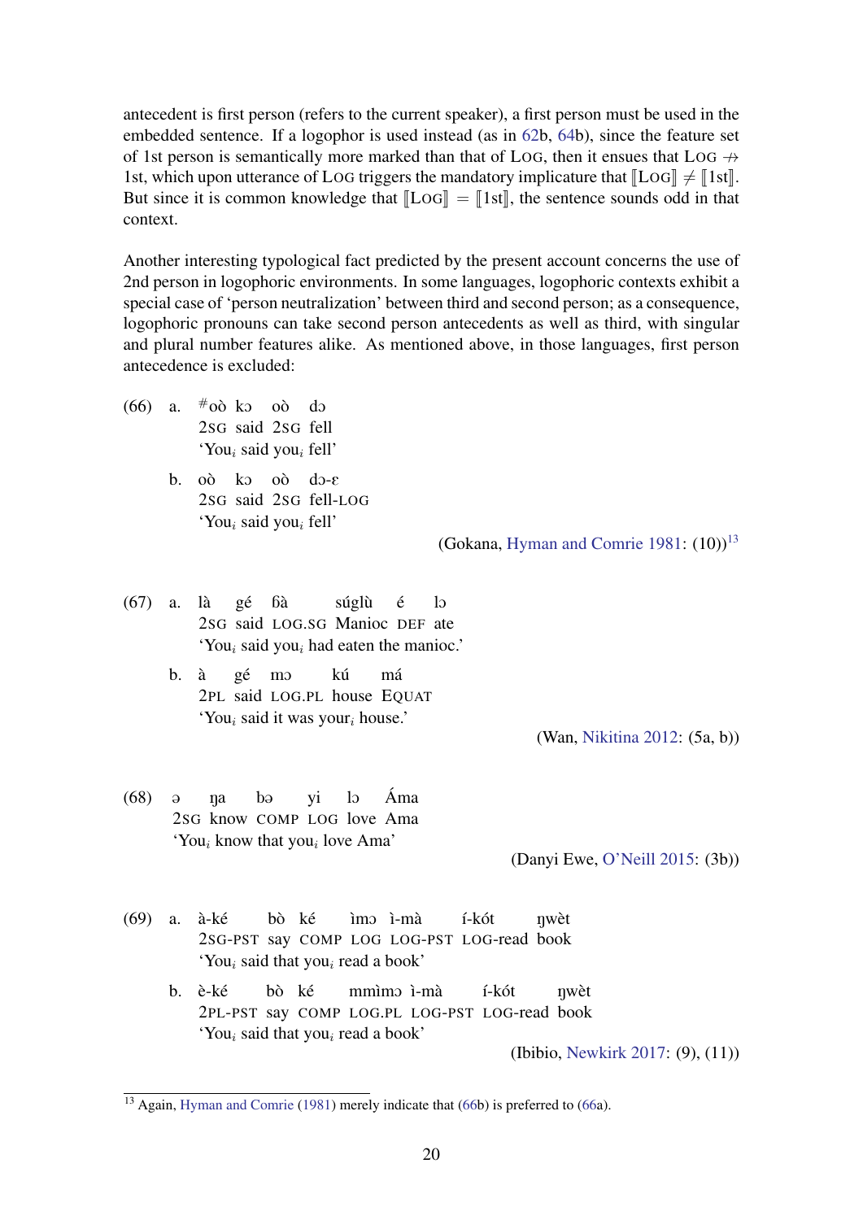antecedent is first person (refers to the current speaker), a first person must be used in the embedded sentence. If a logophor is used instead (as in 62b, 64b), since the feature set of 1st person is semantically more marked than that of LOG, then it ensues that LOG $\not\rightarrow$ 1st, which upon utterance of LOG triggers the mandatory implicature that $[\![\text{LOG}]\!] \neq [\![\text{1st}]\!]$. But since it is common knowledge that $[\![\text{LOG}]\!] = [\![\text{1st}]\!]$, the sentence sounds odd in that context.

Another interesting typological fact predicted by the present account concerns the use of 2nd person in logophoric environments. In some languages, logophoric contexts exhibit a special case of 'person neutralization' between third and second person; as a consequence, logophoric pronouns can take second person antecedents as well as third, with singular and plural number features alike. As mentioned above, in those languages, first person antecedence is excluded:

(66) a. #oò kɔ oò dɔ
2SG said 2SG fell
'You$_i$ said you$_i$ fell'

b. oò kɔ oò dɔ-ɛ
2SG said 2SG fell-LOG
'You$_i$ said you$_i$ fell'

(Gokana, Hyman and Comrie 1981: (10))[13]

(67) a. là gé ɓà súglù é lɔ
2SG said LOG.SG Manioc DEF ate
'You$_i$ said you$_i$ had eaten the manioc.'

b. à gé mɔ kú má
2PL said LOG.PL house EQUAT
'You$_i$ said it was your$_i$ house.'

(Wan, Nikitina 2012: (5a, b))

(68) ə ŋa bə yi lɔ Áma
2SG know COMP LOG love Ama
'You$_i$ know that you$_i$ love Ama'

(Danyi Ewe, O'Neill 2015: (3b))

(69) a. à-ké bò ké ìmɔ ì-mà í-kót ŋwèt
2SG-PST say COMP LOG LOG-PST LOG-read book
'You$_i$ said that you$_i$ read a book'

b. è-ké bò ké mmìmɔ ì-mà í-kót ŋwèt
2PL-PST say COMP LOG.PL LOG-PST LOG-read book
'You$_i$ said that you$_i$ read a book'

(Ibibio, Newkirk 2017: (9), (11))

[13] Again, Hyman and Comrie (1981) merely indicate that (66b) is preferred to (66a).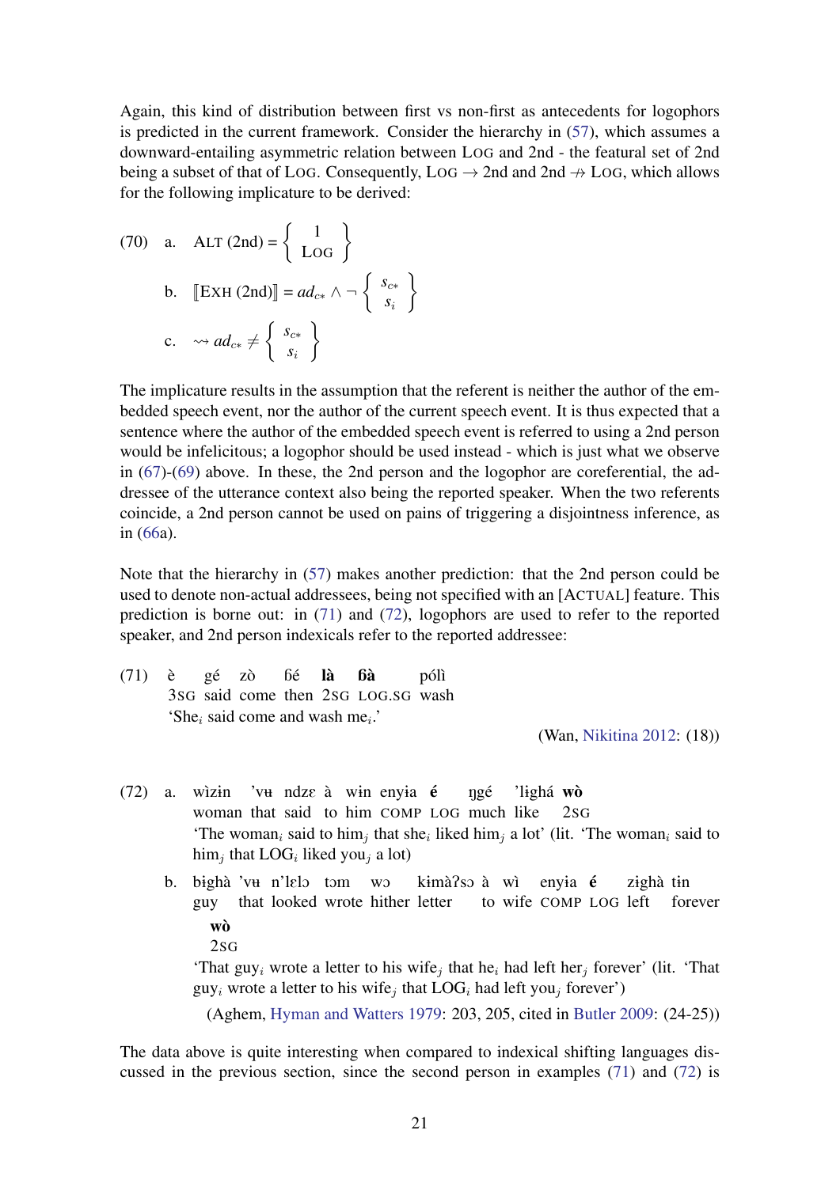Again, this kind of distribution between first vs non-first as antecedents for logophors is predicted in the current framework. Consider the hierarchy in (57), which assumes a downward-entailing asymmetric relation between LOG and 2nd - the featural set of 2nd being a subset of that of LOG. Consequently, LOG → 2nd and 2nd ↛ LOG, which allows for the following implicature to be derived:

(70) a. $\text{ALT (2nd)} = \left\{ \begin{array}{c} 1 \\ \text{LOG} \end{array} \right\}$

b. $[\![\text{EXH (2nd)}]\!] = ad_{c*} \wedge \neg \left\{ \begin{array}{c} s_{c*} \\ s_i \end{array} \right\}$

c. $\rightsquigarrow ad_{c*} \neq \left\{ \begin{array}{c} s_{c*} \\ s_i \end{array} \right\}$

The implicature results in the assumption that the referent is neither the author of the embedded speech event, nor the author of the current speech event. It is thus expected that a sentence where the author of the embedded speech event is referred to using a 2nd person would be infelicitous; a logophor should be used instead - which is just what we observe in (67)-(69) above. In these, the 2nd person and the logophor are coreferential, the addressee of the utterance context also being the reported speaker. When the two referents coincide, a 2nd person cannot be used on pains of triggering a disjointness inference, as in (66a).

Note that the hierarchy in (57) makes another prediction: that the 2nd person could be used to denote non-actual addressees, being not specified with an [ACTUAL] feature. This prediction is borne out: in (71) and (72), logophors are used to refer to the reported speaker, and 2nd person indexicals refer to the reported addressee:

(71) è gé zò ɓé **là** **ɓà** pólì
3SG said come then 2SG LOG.SG wash
'She$_i$ said come and wash me$_i$.'

(Wan, Nikitina 2012: (18))

(72) a. wìzɨn 'vʉ ndzɛ à wɨn enyɨa **é** ŋgé 'lɨghá **wò**
woman that said to him COMP LOG much like 2SG
'The woman$_i$ said to him$_j$ that she$_i$ liked him$_j$ a lot' (lit. 'The woman$_i$ said to him$_j$ that LOG$_i$ liked you$_j$ a lot)

b. bɨghà 'vʉ n'lɛlɔ tɔm wɔ kɨmàʔsɔ à wì enyɨa **é** zɨghà tɨn **wò**
guy that looked wrote hither letter to wife COMP LOG left forever 2SG
'That guy$_i$ wrote a letter to his wife$_j$ that he$_i$ had left her$_j$ forever' (lit. 'That guy$_i$ wrote a letter to his wife$_j$ that LOG$_i$ had left you$_j$ forever')

(Aghem, Hyman and Watters 1979: 203, 205, cited in Butler 2009: (24-25))

The data above is quite interesting when compared to indexical shifting languages discussed in the previous section, since the second person in examples (71) and (72) is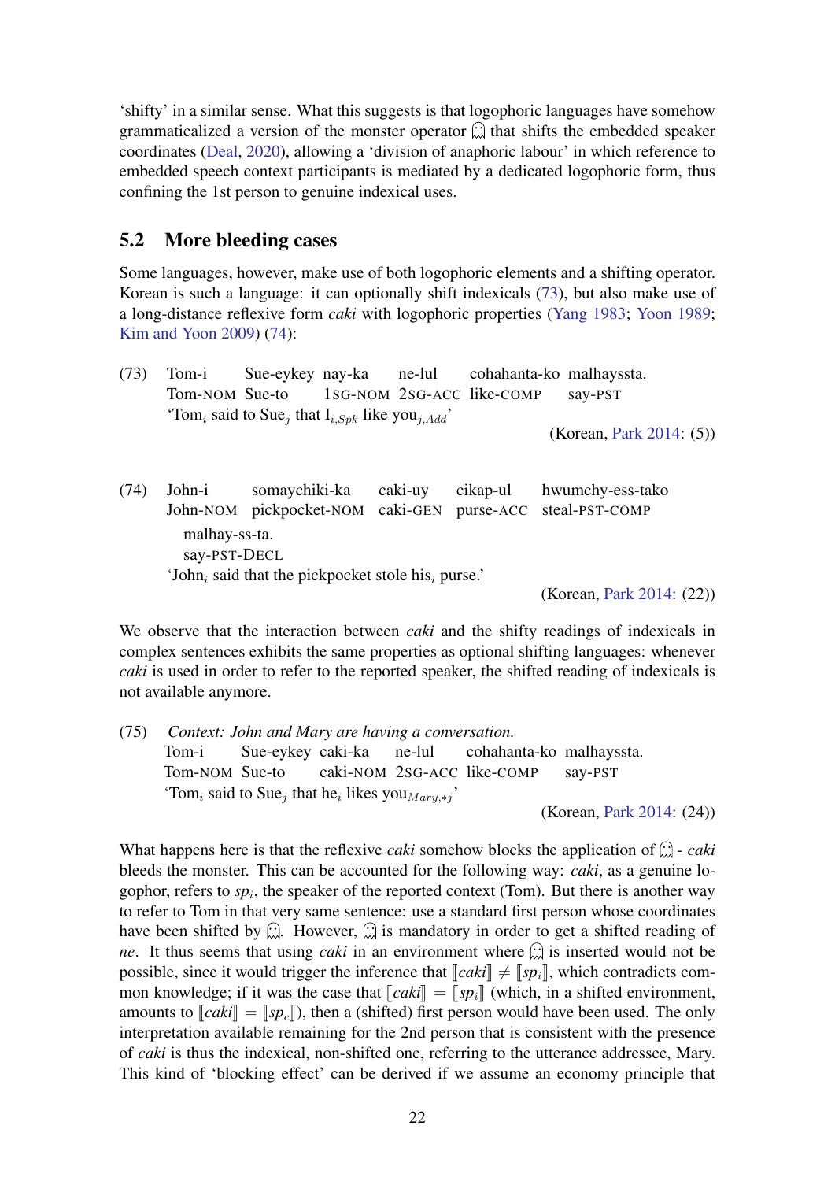'shifty' in a similar sense. What this suggests is that logophoric languages have somehow grammaticalized a version of the monster operator 👻 that shifts the embedded speaker coordinates (Deal, 2020), allowing a 'division of anaphoric labour' in which reference to embedded speech context participants is mediated by a dedicated logophoric form, thus confining the 1st person to genuine indexical uses.

## 5.2 More bleeding cases

Some languages, however, make use of both logophoric elements and a shifting operator. Korean is such a language: it can optionally shift indexicals (73), but also make use of a long-distance reflexive form *caki* with logophoric properties (Yang 1983; Yoon 1989; Kim and Yoon 2009) (74):

(73) Tom-i Sue-eykey nay-ka ne-lul cohahanta-ko malhayssta.
Tom-NOM Sue-to 1SG-NOM 2SG-ACC like-COMP say-PST
'Tom$_i$ said to Sue$_j$ that I$_{i,Spk}$ like you$_{j,Add}$'
(Korean, Park 2014: (5))

(74) John-i somaychiki-ka caki-uy cikap-ul hwumchy-ess-tako malhay-ss-ta.
John-NOM pickpocket-NOM caki-GEN purse-ACC steal-PST-COMP say-PST-DECL
'John$_i$ said that the pickpocket stole his$_i$ purse.'
(Korean, Park 2014: (22))

We observe that the interaction between *caki* and the shifty readings of indexicals in complex sentences exhibits the same properties as optional shifting languages: whenever *caki* is used in order to refer to the reported speaker, the shifted reading of indexicals is not available anymore.

(75) *Context: John and Mary are having a conversation.*
Tom-i Sue-eykey caki-ka ne-lul cohahanta-ko malhayssta.
Tom-NOM Sue-to caki-NOM 2SG-ACC like-COMP say-PST
'Tom$_i$ said to Sue$_j$ that he$_i$ likes you$_{Mary,*j}$'
(Korean, Park 2014: (24))

What happens here is that the reflexive *caki* somehow blocks the application of 👻 - *caki* bleeds the monster. This can be accounted for the following way: *caki*, as a genuine logophor, refers to *sp$_i$*, the speaker of the reported context (Tom). But there is another way to refer to Tom in that very same sentence: use a standard first person whose coordinates have been shifted by 👻. However, 👻 is mandatory in order to get a shifted reading of *ne*. It thus seems that using *caki* in an environment where 👻 is inserted would not be possible, since it would trigger the inference that $[\![caki]\!] \neq [\![sp_i]\!]$, which contradicts common knowledge; if it was the case that $[\![caki]\!] = [\![sp_i]\!]$ (which, in a shifted environment, amounts to $[\![caki]\!] = [\![sp_c]\!]$), then a (shifted) first person would have been used. The only interpretation available remaining for the 2nd person that is consistent with the presence of *caki* is thus the indexical, non-shifted one, referring to the utterance addressee, Mary. This kind of 'blocking effect' can be derived if we assume an economy principle that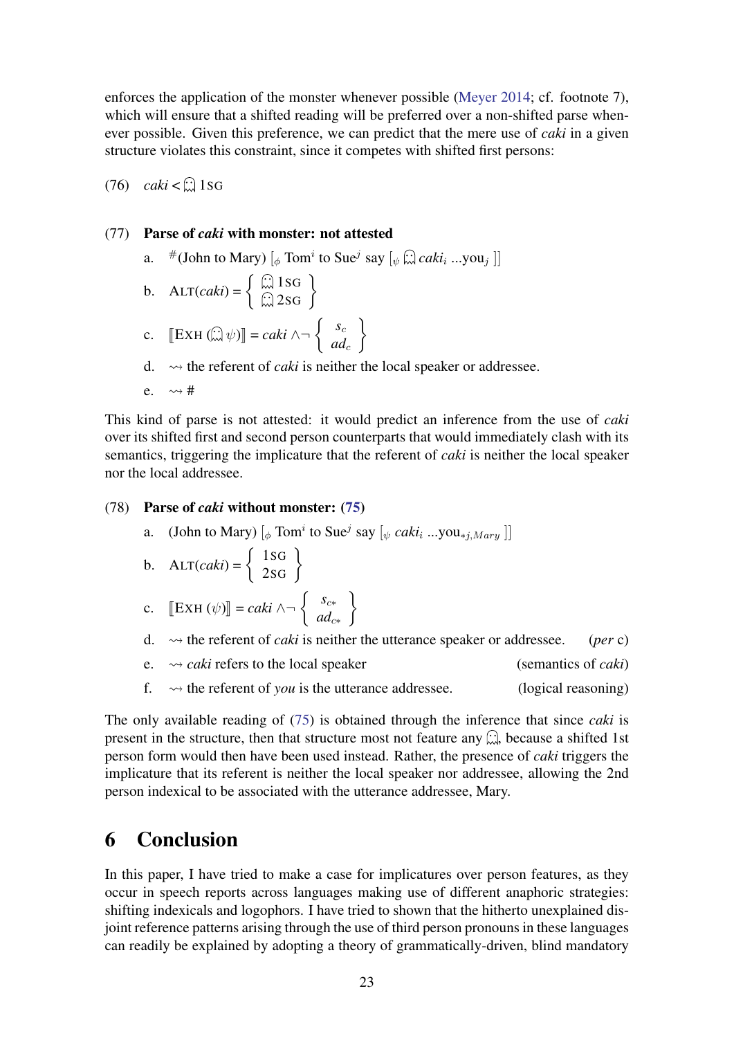enforces the application of the monster whenever possible (Meyer 2014; cf. footnote 7), which will ensure that a shifted reading will be preferred over a non-shifted parse whenever possible. Given this preference, we can predict that the mere use of *caki* in a given structure violates this constraint, since it competes with shifted first persons:

(76) *caki* < 👻 1SG

(77) **Parse of *caki* with monster: not attested**

a. #(John to Mary) $[_\phi$ Tom$^i$ to Sue$^j$ say $[_\psi$ 👻 *caki*$_i$ ...you$_j$ $]]$

b. ALT(*caki*) = { 👻 1SG, 👻 2SG }

c. ⟦EXH (👻 $\psi$)⟧ = *caki* ∧¬ $\left\{ \begin{array}{c} s_c \\ ad_c \end{array} \right\}$

d. ⇝ the referent of *caki* is neither the local speaker or addressee.

e. ⇝ #

This kind of parse is not attested: it would predict an inference from the use of *caki* over its shifted first and second person counterparts that would immediately clash with its semantics, triggering the implicature that the referent of *caki* is neither the local speaker nor the local addressee.

(78) **Parse of *caki* without monster: (75)**

a. (John to Mary) $[_\phi$ Tom$^i$ to Sue$^j$ say $[_\psi$ *caki*$_i$ ...you$_{*j,Mary}$ $]]$

b. ALT(*caki*) = { 1SG, 2SG }

c. ⟦EXH ($\psi$)⟧ = *caki* ∧¬ $\left\{ \begin{array}{c} s_{c*} \\ ad_{c*} \end{array} \right\}$

d. ⇝ the referent of *caki* is neither the utterance speaker or addressee. (*per* c)

e. ⇝ *caki* refers to the local speaker (semantics of *caki*)

f. ⇝ the referent of *you* is the utterance addressee. (logical reasoning)

The only available reading of (75) is obtained through the inference that since *caki* is present in the structure, then that structure most not feature any 👻, because a shifted 1st person form would then have been used instead. Rather, the presence of *caki* triggers the implicature that its referent is neither the local speaker nor addressee, allowing the 2nd person indexical to be associated with the utterance addressee, Mary.

# 6 Conclusion

In this paper, I have tried to make a case for implicatures over person features, as they occur in speech reports across languages making use of different anaphoric strategies: shifting indexicals and logophors. I have tried to shown that the hitherto unexplained disjoint reference patterns arising through the use of third person pronouns in these languages can readily be explained by adopting a theory of grammatically-driven, blind mandatory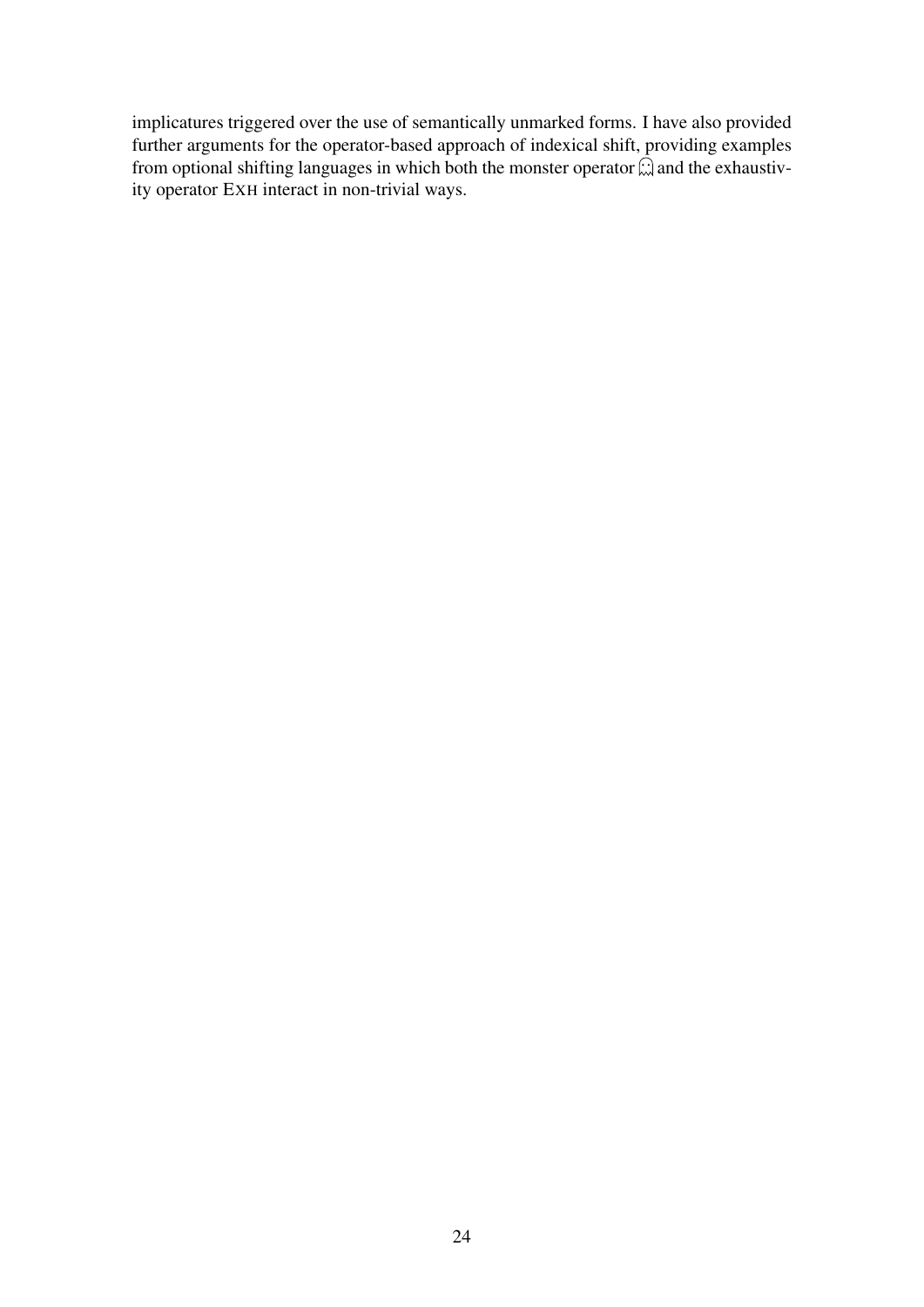implicatures triggered over the use of semantically unmarked forms. I have also provided further arguments for the operator-based approach of indexical shift, providing examples from optional shifting languages in which both the monster operator 👻 and the exhaustivity operator EXH interact in non-trivial ways.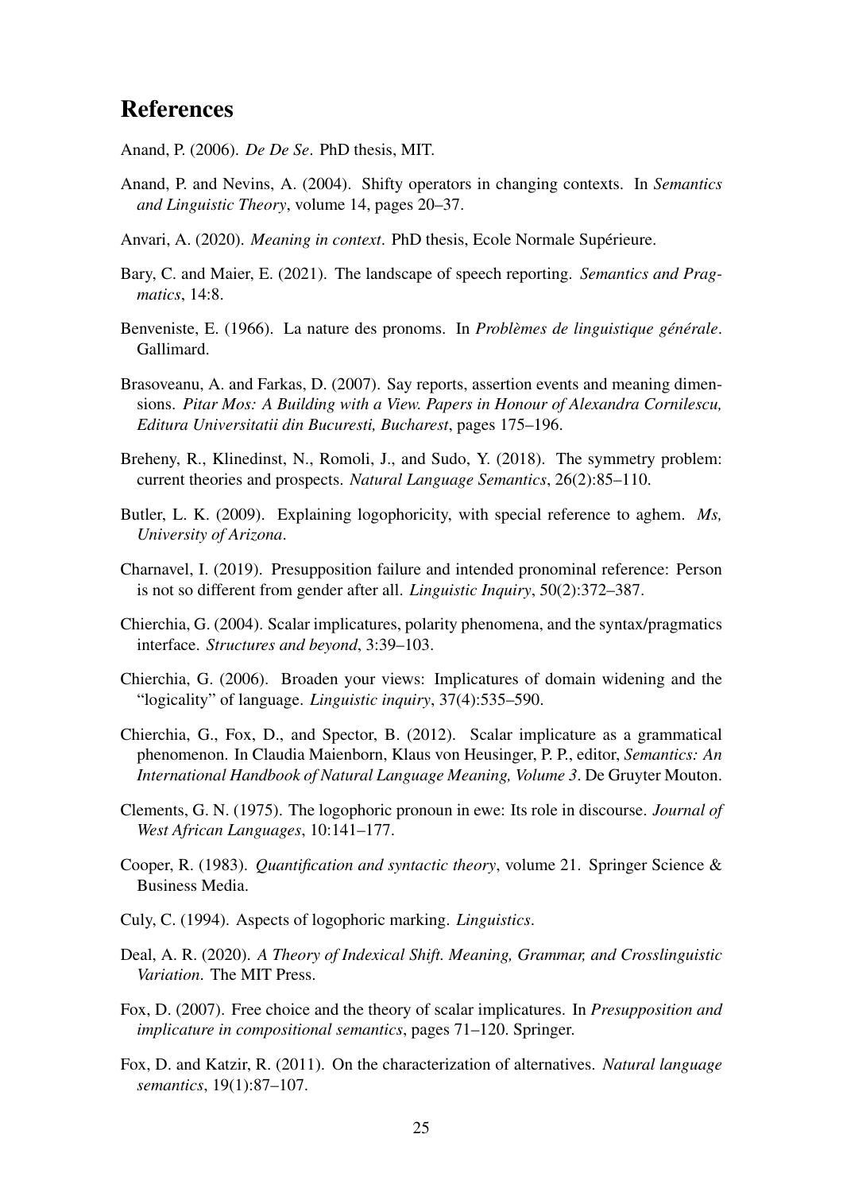## References

Anand, P. (2006). *De De Se*. PhD thesis, MIT.

Anand, P. and Nevins, A. (2004). Shifty operators in changing contexts. In *Semantics and Linguistic Theory*, volume 14, pages 20–37.

Anvari, A. (2020). *Meaning in context*. PhD thesis, Ecole Normale Supérieure.

Bary, C. and Maier, E. (2021). The landscape of speech reporting. *Semantics and Pragmatics*, 14:8.

Benveniste, E. (1966). La nature des pronoms. In *Problèmes de linguistique générale*. Gallimard.

Brasoveanu, A. and Farkas, D. (2007). Say reports, assertion events and meaning dimensions. *Pitar Mos: A Building with a View. Papers in Honour of Alexandra Cornilescu, Editura Universitatii din Bucuresti, Bucharest*, pages 175–196.

Breheny, R., Klinedinst, N., Romoli, J., and Sudo, Y. (2018). The symmetry problem: current theories and prospects. *Natural Language Semantics*, 26(2):85–110.

Butler, L. K. (2009). Explaining logophoricity, with special reference to aghem. *Ms, University of Arizona*.

Charnavel, I. (2019). Presupposition failure and intended pronominal reference: Person is not so different from gender after all. *Linguistic Inquiry*, 50(2):372–387.

Chierchia, G. (2004). Scalar implicatures, polarity phenomena, and the syntax/pragmatics interface. *Structures and beyond*, 3:39–103.

Chierchia, G. (2006). Broaden your views: Implicatures of domain widening and the "logicality" of language. *Linguistic inquiry*, 37(4):535–590.

Chierchia, G., Fox, D., and Spector, B. (2012). Scalar implicature as a grammatical phenomenon. In Claudia Maienborn, Klaus von Heusinger, P. P., editor, *Semantics: An International Handbook of Natural Language Meaning, Volume 3*. De Gruyter Mouton.

Clements, G. N. (1975). The logophoric pronoun in ewe: Its role in discourse. *Journal of West African Languages*, 10:141–177.

Cooper, R. (1983). *Quantification and syntactic theory*, volume 21. Springer Science & Business Media.

Culy, C. (1994). Aspects of logophoric marking. *Linguistics*.

Deal, A. R. (2020). *A Theory of Indexical Shift. Meaning, Grammar, and Crosslinguistic Variation*. The MIT Press.

Fox, D. (2007). Free choice and the theory of scalar implicatures. In *Presupposition and implicature in compositional semantics*, pages 71–120. Springer.

Fox, D. and Katzir, R. (2011). On the characterization of alternatives. *Natural language semantics*, 19(1):87–107.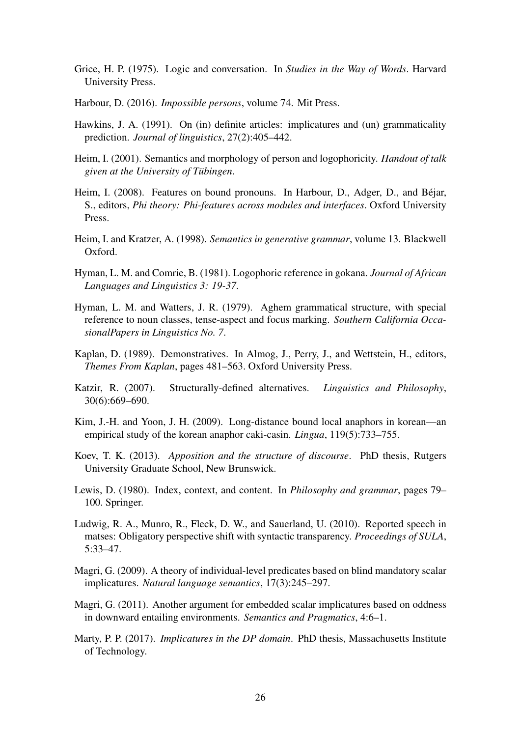Grice, H. P. (1975). Logic and conversation. In *Studies in the Way of Words*. Harvard University Press.

Harbour, D. (2016). *Impossible persons*, volume 74. Mit Press.

Hawkins, J. A. (1991). On (in) definite articles: implicatures and (un) grammaticality prediction. *Journal of linguistics*, 27(2):405–442.

Heim, I. (2001). Semantics and morphology of person and logophoricity. *Handout of talk given at the University of Tübingen*.

Heim, I. (2008). Features on bound pronouns. In Harbour, D., Adger, D., and Béjar, S., editors, *Phi theory: Phi-features across modules and interfaces*. Oxford University Press.

Heim, I. and Kratzer, A. (1998). *Semantics in generative grammar*, volume 13. Blackwell Oxford.

Hyman, L. M. and Comrie, B. (1981). Logophoric reference in gokana. *Journal of African Languages and Linguistics 3: 19-37*.

Hyman, L. M. and Watters, J. R. (1979). Aghem grammatical structure, with special reference to noun classes, tense-aspect and focus marking. *Southern California OccasionalPapers in Linguistics No. 7*.

Kaplan, D. (1989). Demonstratives. In Almog, J., Perry, J., and Wettstein, H., editors, *Themes From Kaplan*, pages 481–563. Oxford University Press.

Katzir, R. (2007). Structurally-defined alternatives. *Linguistics and Philosophy*, 30(6):669–690.

Kim, J.-H. and Yoon, J. H. (2009). Long-distance bound local anaphors in korean—an empirical study of the korean anaphor caki-casin. *Lingua*, 119(5):733–755.

Koev, T. K. (2013). *Apposition and the structure of discourse*. PhD thesis, Rutgers University Graduate School, New Brunswick.

Lewis, D. (1980). Index, context, and content. In *Philosophy and grammar*, pages 79–100. Springer.

Ludwig, R. A., Munro, R., Fleck, D. W., and Sauerland, U. (2010). Reported speech in matses: Obligatory perspective shift with syntactic transparency. *Proceedings of SULA*, 5:33–47.

Magri, G. (2009). A theory of individual-level predicates based on blind mandatory scalar implicatures. *Natural language semantics*, 17(3):245–297.

Magri, G. (2011). Another argument for embedded scalar implicatures based on oddness in downward entailing environments. *Semantics and Pragmatics*, 4:6–1.

Marty, P. P. (2017). *Implicatures in the DP domain*. PhD thesis, Massachusetts Institute of Technology.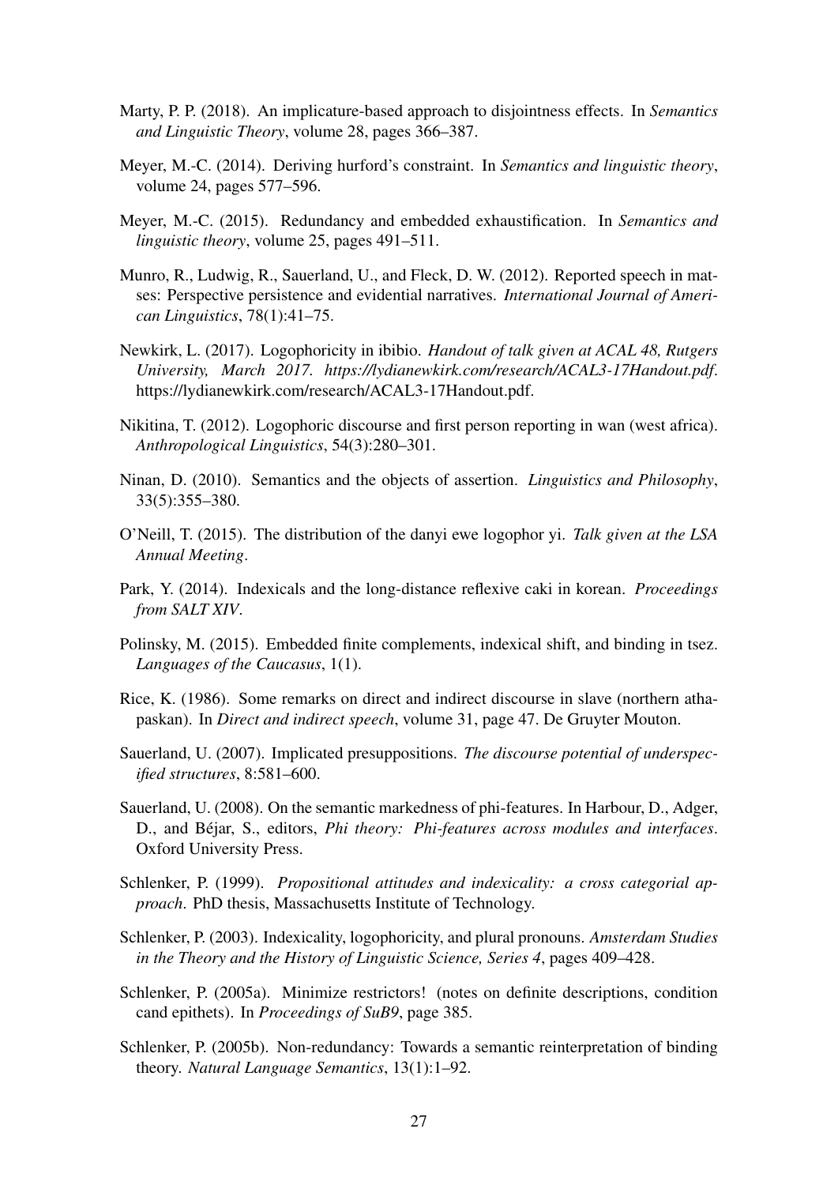Marty, P. P. (2018). An implicature-based approach to disjointness effects. In *Semantics and Linguistic Theory*, volume 28, pages 366–387.

Meyer, M.-C. (2014). Deriving hurford's constraint. In *Semantics and linguistic theory*, volume 24, pages 577–596.

Meyer, M.-C. (2015). Redundancy and embedded exhaustification. In *Semantics and linguistic theory*, volume 25, pages 491–511.

Munro, R., Ludwig, R., Sauerland, U., and Fleck, D. W. (2012). Reported speech in matses: Perspective persistence and evidential narratives. *International Journal of American Linguistics*, 78(1):41–75.

Newkirk, L. (2017). Logophoricity in ibibio. *Handout of talk given at ACAL 48, Rutgers University, March 2017. https://lydianewkirk.com/research/ACAL3-17Handout.pdf*. https://lydianewkirk.com/research/ACAL3-17Handout.pdf.

Nikitina, T. (2012). Logophoric discourse and first person reporting in wan (west africa). *Anthropological Linguistics*, 54(3):280–301.

Ninan, D. (2010). Semantics and the objects of assertion. *Linguistics and Philosophy*, 33(5):355–380.

O'Neill, T. (2015). The distribution of the danyi ewe logophor yi. *Talk given at the LSA Annual Meeting*.

Park, Y. (2014). Indexicals and the long-distance reflexive caki in korean. *Proceedings from SALT XIV*.

Polinsky, M. (2015). Embedded finite complements, indexical shift, and binding in tsez. *Languages of the Caucasus*, 1(1).

Rice, K. (1986). Some remarks on direct and indirect discourse in slave (northern athapaskan). In *Direct and indirect speech*, volume 31, page 47. De Gruyter Mouton.

Sauerland, U. (2007). Implicated presuppositions. *The discourse potential of underspecified structures*, 8:581–600.

Sauerland, U. (2008). On the semantic markedness of phi-features. In Harbour, D., Adger, D., and Béjar, S., editors, *Phi theory: Phi-features across modules and interfaces*. Oxford University Press.

Schlenker, P. (1999). *Propositional attitudes and indexicality: a cross categorial approach*. PhD thesis, Massachusetts Institute of Technology.

Schlenker, P. (2003). Indexicality, logophoricity, and plural pronouns. *Amsterdam Studies in the Theory and the History of Linguistic Science, Series 4*, pages 409–428.

Schlenker, P. (2005a). Minimize restrictors! (notes on definite descriptions, condition cand epithets). In *Proceedings of SuB9*, page 385.

Schlenker, P. (2005b). Non-redundancy: Towards a semantic reinterpretation of binding theory. *Natural Language Semantics*, 13(1):1–92.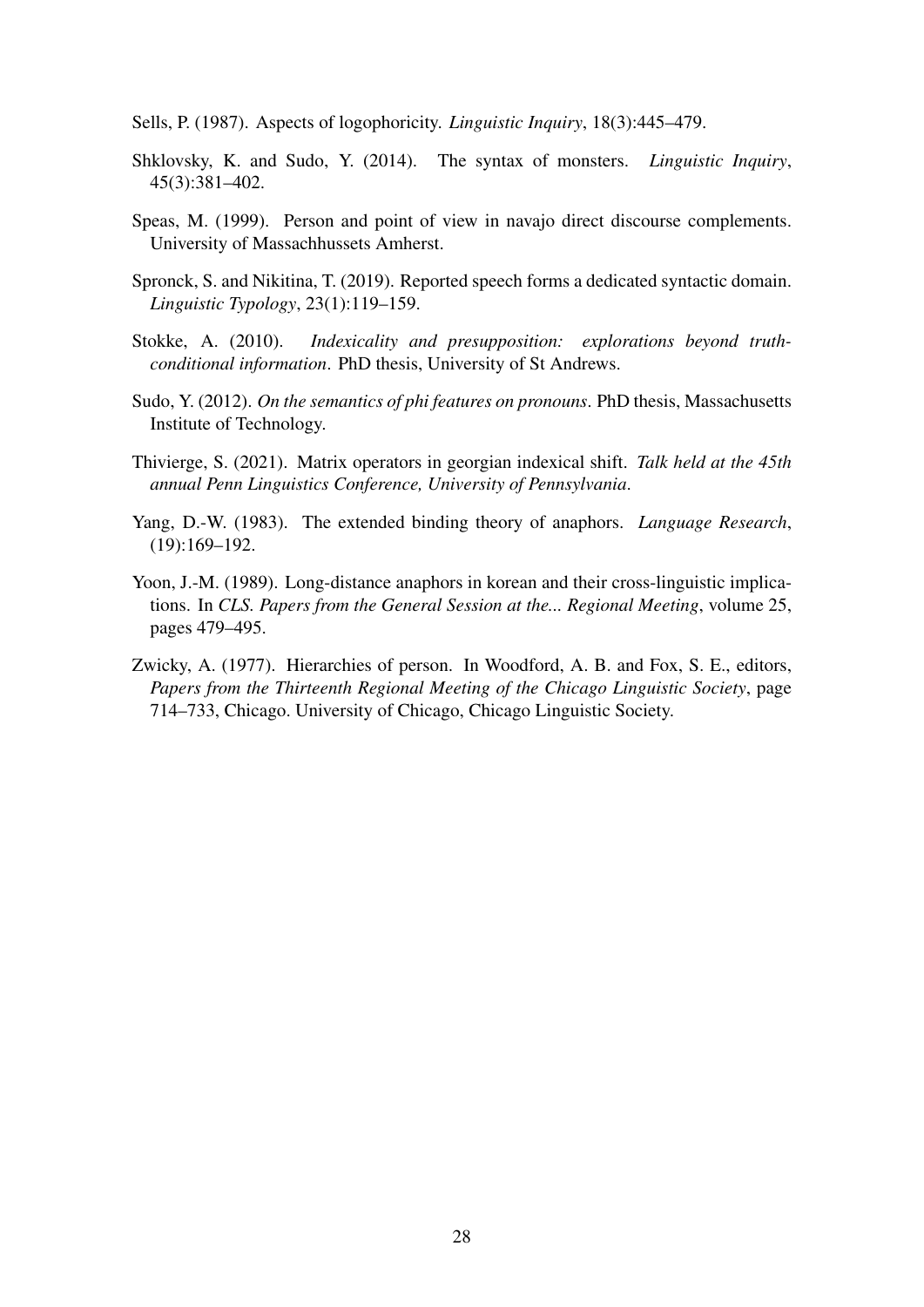Sells, P. (1987). Aspects of logophoricity. *Linguistic Inquiry*, 18(3):445–479.

Shklovsky, K. and Sudo, Y. (2014). The syntax of monsters. *Linguistic Inquiry*, 45(3):381–402.

Speas, M. (1999). Person and point of view in navajo direct discourse complements. University of Massachhussets Amherst.

Spronck, S. and Nikitina, T. (2019). Reported speech forms a dedicated syntactic domain. *Linguistic Typology*, 23(1):119–159.

Stokke, A. (2010). *Indexicality and presupposition: explorations beyond truth-conditional information*. PhD thesis, University of St Andrews.

Sudo, Y. (2012). *On the semantics of phi features on pronouns*. PhD thesis, Massachusetts Institute of Technology.

Thivierge, S. (2021). Matrix operators in georgian indexical shift. *Talk held at the 45th annual Penn Linguistics Conference, University of Pennsylvania*.

Yang, D.-W. (1983). The extended binding theory of anaphors. *Language Research*, (19):169–192.

Yoon, J.-M. (1989). Long-distance anaphors in korean and their cross-linguistic implications. In *CLS. Papers from the General Session at the... Regional Meeting*, volume 25, pages 479–495.

Zwicky, A. (1977). Hierarchies of person. In Woodford, A. B. and Fox, S. E., editors, *Papers from the Thirteenth Regional Meeting of the Chicago Linguistic Society*, page 714–733, Chicago. University of Chicago, Chicago Linguistic Society.